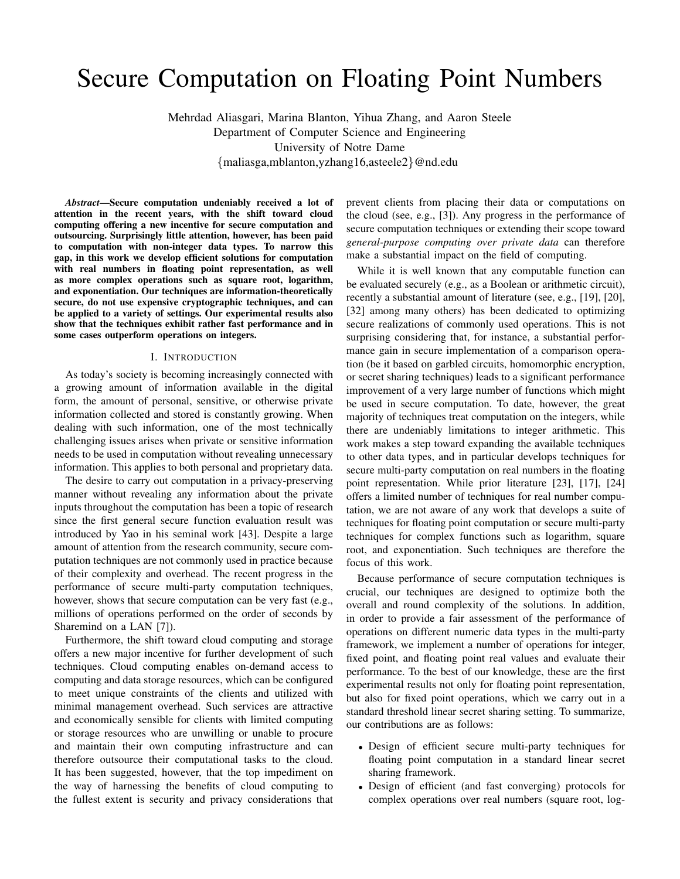# Secure Computation on Floating Point Numbers

Mehrdad Aliasgari, Marina Blanton, Yihua Zhang, and Aaron Steele
Department of Computer Science and Engineering
University of Notre Dame
{maliasga,mblanton,yzhang16,asteele2}@nd.edu

***Abstract*—Secure computation undeniably received a lot of attention in the recent years, with the shift toward cloud computing offering a new incentive for secure computation and outsourcing. Surprisingly little attention, however, has been paid to computation with non-integer data types. To narrow this gap, in this work we develop efficient solutions for computation with real numbers in floating point representation, as well as more complex operations such as square root, logarithm, and exponentiation. Our techniques are information-theoretically secure, do not use expensive cryptographic techniques, and can be applied to a variety of settings. Our experimental results also show that the techniques exhibit rather fast performance and in some cases outperform operations on integers.**

## I. Introduction

As today's society is becoming increasingly connected with a growing amount of information available in the digital form, the amount of personal, sensitive, or otherwise private information collected and stored is constantly growing. When dealing with such information, one of the most technically challenging issues arises when private or sensitive information needs to be used in computation without revealing unnecessary information. This applies to both personal and proprietary data.

The desire to carry out computation in a privacy-preserving manner without revealing any information about the private inputs throughout the computation has been a topic of research since the first general secure function evaluation result was introduced by Yao in his seminal work [43]. Despite a large amount of attention from the research community, secure computation techniques are not commonly used in practice because of their complexity and overhead. The recent progress in the performance of secure multi-party computation techniques, however, shows that secure computation can be very fast (e.g., millions of operations performed on the order of seconds by Sharemind on a LAN [7]).

Furthermore, the shift toward cloud computing and storage offers a new major incentive for further development of such techniques. Cloud computing enables on-demand access to computing and data storage resources, which can be configured to meet unique constraints of the clients and utilized with minimal management overhead. Such services are attractive and economically sensible for clients with limited computing or storage resources who are unwilling or unable to procure and maintain their own computing infrastructure and can therefore outsource their computational tasks to the cloud. It has been suggested, however, that the top impediment on the way of harnessing the benefits of cloud computing to the fullest extent is security and privacy considerations that prevent clients from placing their data or computations on the cloud (see, e.g., [3]). Any progress in the performance of secure computation techniques or extending their scope toward *general-purpose computing over private data* can therefore make a substantial impact on the field of computing.

While it is well known that any computable function can be evaluated securely (e.g., as a Boolean or arithmetic circuit), recently a substantial amount of literature (see, e.g., [19], [20], [32] among many others) has been dedicated to optimizing secure realizations of commonly used operations. This is not surprising considering that, for instance, a substantial performance gain in secure implementation of a comparison operation (be it based on garbled circuits, homomorphic encryption, or secret sharing techniques) leads to a significant performance improvement of a very large number of functions which might be used in secure computation. To date, however, the great majority of techniques treat computation on the integers, while there are undeniably limitations to integer arithmetic. This work makes a step toward expanding the available techniques to other data types, and in particular develops techniques for secure multi-party computation on real numbers in the floating point representation. While prior literature [23], [17], [24] offers a limited number of techniques for real number computation, we are not aware of any work that develops a suite of techniques for floating point computation or secure multi-party techniques for complex functions such as logarithm, square root, and exponentiation. Such techniques are therefore the focus of this work.

Because performance of secure computation techniques is crucial, our techniques are designed to optimize both the overall and round complexity of the solutions. In addition, in order to provide a fair assessment of the performance of operations on different numeric data types in the multi-party framework, we implement a number of operations for integer, fixed point, and floating point real values and evaluate their performance. To the best of our knowledge, these are the first experimental results not only for floating point representation, but also for fixed point operations, which we carry out in a standard threshold linear secret sharing setting. To summarize, our contributions are as follows:

- Design of efficient secure multi-party techniques for floating point computation in a standard linear secret sharing framework.
- Design of efficient (and fast converging) protocols for complex operations over real numbers (square root, log-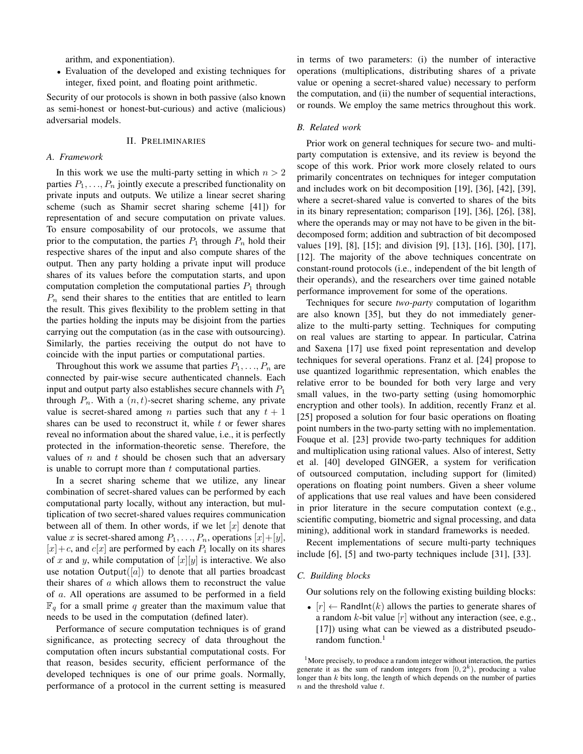arithm, and exponentiation).

- Evaluation of the developed and existing techniques for integer, fixed point, and floating point arithmetic.

Security of our protocols is shown in both passive (also known as semi-honest or honest-but-curious) and active (malicious) adversarial models.

## II. Preliminaries

### A. Framework

In this work we use the multi-party setting in which $n > 2$ parties $P_1, \ldots, P_n$ jointly execute a prescribed functionality on private inputs and outputs. We utilize a linear secret sharing scheme (such as Shamir secret sharing scheme [41]) for representation of and secure computation on private values. To ensure composability of our protocols, we assume that prior to the computation, the parties $P_1$ through $P_n$ hold their respective shares of the input and also compute shares of the output. Then any party holding a private input will produce shares of its values before the computation starts, and upon computation completion the computational parties $P_1$ through $P_n$ send their shares to the entities that are entitled to learn the result. This gives flexibility to the problem setting in that the parties holding the inputs may be disjoint from the parties carrying out the computation (as in the case with outsourcing). Similarly, the parties receiving the output do not have to coincide with the input parties or computational parties.

Throughout this work we assume that parties $P_1, \ldots, P_n$ are connected by pair-wise secure authenticated channels. Each input and output party also establishes secure channels with $P_1$ through $P_n$. With a $(n, t)$-secret sharing scheme, any private value is secret-shared among $n$ parties such that any $t+1$ shares can be used to reconstruct it, while $t$ or fewer shares reveal no information about the shared value, i.e., it is perfectly protected in the information-theoretic sense. Therefore, the values of $n$ and $t$ should be chosen such that an adversary is unable to corrupt more than $t$ computational parties.

In a secret sharing scheme that we utilize, any linear combination of secret-shared values can be performed by each computational party locally, without any interaction, but multiplication of two secret-shared values requires communication between all of them. In other words, if we let $[x]$ denote that value $x$ is secret-shared among $P_1, \ldots, P_n$, operations $[x]+[y]$, $[x]+c$, and $c[x]$ are performed by each $P_i$ locally on its shares of $x$ and $y$, while computation of $[x][y]$ is interactive. We also use notation $\mathsf{Output}([a])$ to denote that all parties broadcast their shares of $a$ which allows them to reconstruct the value of $a$. All operations are assumed to be performed in a field $\mathbb{F}_q$ for a small prime $q$ greater than the maximum value that needs to be used in the computation (defined later).

Performance of secure computation techniques is of grand significance, as protecting secrecy of data throughout the computation often incurs substantial computational costs. For that reason, besides security, efficient performance of the developed techniques is one of our prime goals. Normally, performance of a protocol in the current setting is measured in terms of two parameters: (i) the number of interactive operations (multiplications, distributing shares of a private value or opening a secret-shared value) necessary to perform the computation, and (ii) the number of sequential interactions, or rounds. We employ the same metrics throughout this work.

### B. Related work

Prior work on general techniques for secure two- and multi-party computation is extensive, and its review is beyond the scope of this work. Prior work more closely related to ours primarily concentrates on techniques for integer computation and includes work on bit decomposition [19], [36], [42], [39], where a secret-shared value is converted to shares of the bits in its binary representation; comparison [19], [36], [26], [38], where the operands may or may not have to be given in the bit-decomposed form; addition and subtraction of bit decomposed values [19], [8], [15]; and division [9], [13], [16], [30], [17], [12]. The majority of the above techniques concentrate on constant-round protocols (i.e., independent of the bit length of their operands), and the researchers over time gained notable performance improvement for some of the operations.

Techniques for secure *two-party* computation of logarithm are also known [35], but they do not immediately generalize to the multi-party setting. Techniques for computing on real values are starting to appear. In particular, Catrina and Saxena [17] use fixed point representation and develop techniques for several operations. Franz et al. [24] propose to use quantized logarithmic representation, which enables the relative error to be bounded for both very large and very small values, in the two-party setting (using homomorphic encryption and other tools). In addition, recently Franz et al. [25] proposed a solution for four basic operations on floating point numbers in the two-party setting with no implementation. Fouque et al. [23] provide two-party techniques for addition and multiplication using rational values. Also of interest, Setty et al. [40] developed GINGER, a system for verification of outsourced computation, including support for (limited) operations on floating point numbers. Given a sheer volume of applications that use real values and have been considered in prior literature in the secure computation context (e.g., scientific computing, biometric and signal processing, and data mining), additional work in standard frameworks is needed.

Recent implementations of secure multi-party techniques include [6], [5] and two-party techniques include [31], [33].

### C. Building blocks

Our solutions rely on the following existing building blocks:

- $[r] \leftarrow \mathsf{RandInt}(k)$ allows the parties to generate shares of a random $k$-bit value $[r]$ without any interaction (see, e.g., [17]) using what can be viewed as a distributed pseudo-random function.[1]

[1] More precisely, to produce a random integer without interaction, the parties generate it as the sum of random integers from $[0, 2^k)$, producing a value longer than $k$ bits long, the length of which depends on the number of parties $n$ and the threshold value $t$.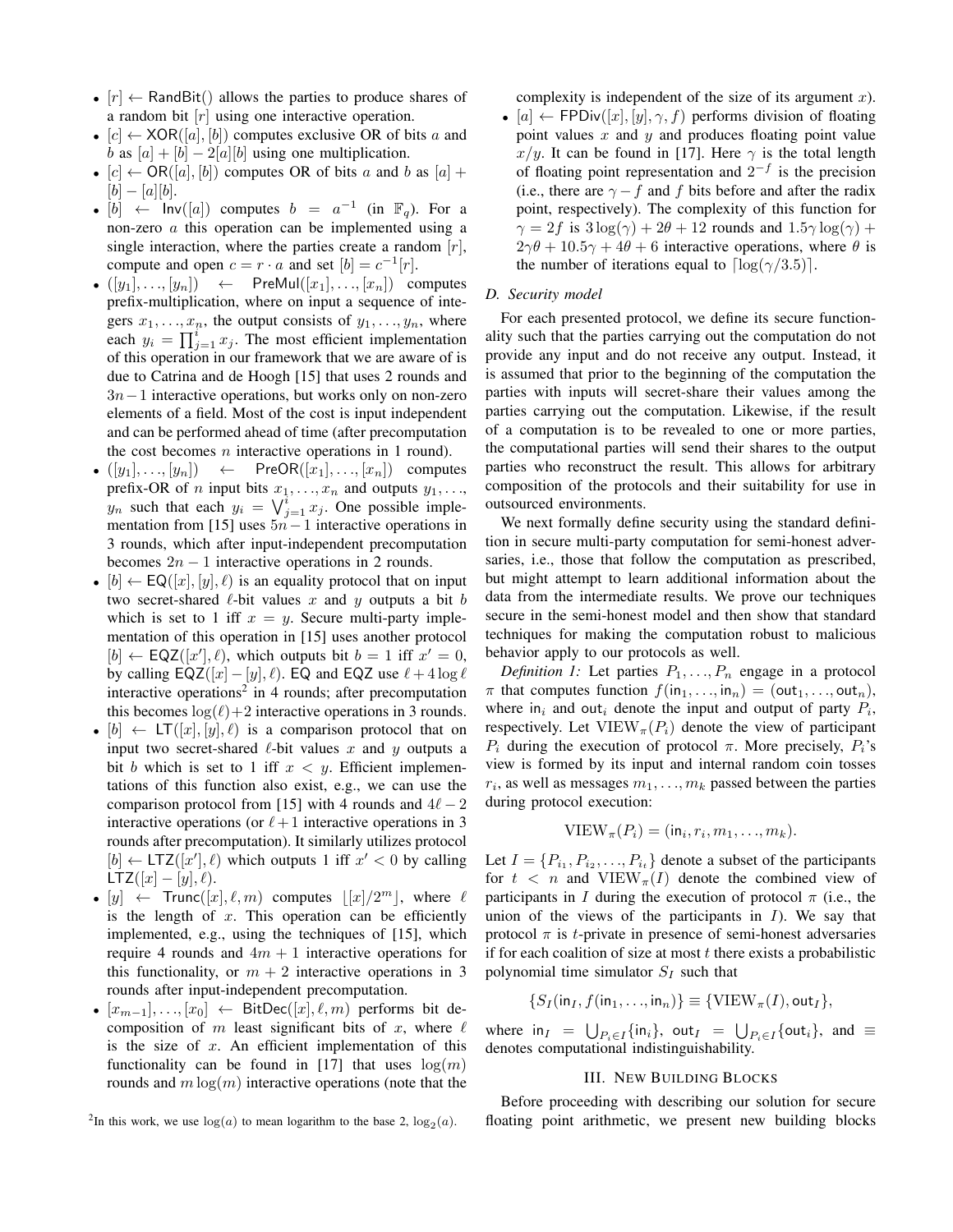- $[r] \leftarrow \mathsf{RandBit}()$ allows the parties to produce shares of a random bit $[r]$ using one interactive operation.
- $[c] \leftarrow \mathsf{XOR}([a],[b])$ computes exclusive OR of bits $a$ and $b$ as $[a] + [b] - 2[a][b]$ using one multiplication.
- $[c] \leftarrow \mathsf{OR}([a],[b])$ computes OR of bits $a$ and $b$ as $[a] + [b] - [a][b]$.
- $[b] \leftarrow \mathsf{Inv}([a])$ computes $b = a^{-1}$ (in $\mathbb{F}_q$). For a non-zero $a$ this operation can be implemented using a single interaction, where the parties create a random $[r]$, compute and open $c = r \cdot a$ and set $[b] = c^{-1}[r]$.
- $([y_1],\ldots,[y_n]) \leftarrow \mathsf{PreMul}([x_1],\ldots,[x_n])$ computes prefix-multiplication, where on input a sequence of integers $x_1,\ldots,x_n$, the output consists of $y_1,\ldots,y_n$, where each $y_i = \prod_{j=1}^{i} x_j$. The most efficient implementation of this operation in our framework that we are aware of is due to Catrina and de Hoogh [15] that uses 2 rounds and $3n-1$ interactive operations, but works only on non-zero elements of a field. Most of the cost is input independent and can be performed ahead of time (after precomputation the cost becomes $n$ interactive operations in 1 round).
- $([y_1],\ldots,[y_n]) \leftarrow \mathsf{PreOR}([x_1],\ldots,[x_n])$ computes prefix-OR of $n$ input bits $x_1,\ldots,x_n$ and outputs $y_1,\ldots,y_n$ such that each $y_i = \bigvee_{j=1}^{i} x_j$. One possible implementation from [15] uses $5n-1$ interactive operations in 3 rounds, which after input-independent precomputation becomes $2n-1$ interactive operations in 2 rounds.
- $[b] \leftarrow \mathsf{EQ}([x],[y],\ell)$ is an equality protocol that on input two secret-shared $\ell$-bit values $x$ and $y$ outputs a bit $b$ which is set to 1 iff $x = y$. Secure multi-party implementation of this operation in [15] uses another protocol $[b] \leftarrow \mathsf{EQZ}([x'],\ell)$, which outputs bit $b = 1$ iff $x' = 0$, by calling $\mathsf{EQZ}([x]-[y],\ell)$. EQ and EQZ use $\ell + 4\log\ell$ interactive operations[2] in 4 rounds; after precomputation this becomes $\log(\ell)+2$ interactive operations in 3 rounds.
- $[b] \leftarrow \mathsf{LT}([x],[y],\ell)$ is a comparison protocol that on input two secret-shared $\ell$-bit values $x$ and $y$ outputs a bit $b$ which is set to 1 iff $x < y$. Efficient implementations of this function also exist, e.g., we can use the comparison protocol from [15] with 4 rounds and $4\ell - 2$ interactive operations (or $\ell+1$ interactive operations in 3 rounds after precomputation). It similarly utilizes protocol $[b] \leftarrow \mathsf{LTZ}([x'],\ell)$ which outputs 1 iff $x' < 0$ by calling $\mathsf{LTZ}([x]-[y],\ell)$.
- $[y] \leftarrow \mathsf{Trunc}([x],\ell,m)$ computes $\lfloor [x]/2^m \rfloor$, where $\ell$ is the length of $x$. This operation can be efficiently implemented, e.g., using the techniques of [15], which require 4 rounds and $4m+1$ interactive operations for this functionality, or $m+2$ interactive operations in 3 rounds after input-independent precomputation.
- $[x_{m-1}],\ldots,[x_0] \leftarrow \mathsf{BitDec}([x],\ell,m)$ performs bit decomposition of $m$ least significant bits of $x$, where $\ell$ is the size of $x$. An efficient implementation of this functionality can be found in [17] that uses $\log(m)$ rounds and $m\log(m)$ interactive operations (note that the complexity is independent of the size of its argument $x$).
- $[a] \leftarrow \mathsf{FPDiv}([x],[y],\gamma,f)$ performs division of floating point values $x$ and $y$ and produces floating point value $x/y$. It can be found in [17]. Here $\gamma$ is the total length of floating point representation and $2^{-f}$ is the precision (i.e., there are $\gamma - f$ and $f$ bits before and after the radix point, respectively). The complexity of this function for $\gamma = 2f$ is $3\log(\gamma) + 2\theta + 12$ rounds and $1.5\gamma\log(\gamma) + 2\gamma\theta + 10.5\gamma + 4\theta + 6$ interactive operations, where $\theta$ is the number of iterations equal to $\lceil \log(\gamma/3.5) \rceil$.

[2]In this work, we use $\log(a)$ to mean logarithm to the base 2, $\log_2(a)$.

### D. Security model

For each presented protocol, we define its secure functionality such that the parties carrying out the computation do not provide any input and do not receive any output. Instead, it is assumed that prior to the beginning of the computation the parties with inputs will secret-share their values among the parties carrying out the computation. Likewise, if the result of a computation is to be revealed to one or more parties, the computational parties will send their shares to the output parties who reconstruct the result. This allows for arbitrary composition of the protocols and their suitability for use in outsourced environments.

We next formally define security using the standard definition in secure multi-party computation for semi-honest adversaries, i.e., those that follow the computation as prescribed, but might attempt to learn additional information about the data from the intermediate results. We prove our techniques secure in the semi-honest model and then show that standard techniques for making the computation robust to malicious behavior apply to our protocols as well.

*Definition 1:* Let parties $P_1,\ldots,P_n$ engage in a protocol $\pi$ that computes function $f(\mathsf{in}_1,\ldots,\mathsf{in}_n) = (\mathsf{out}_1,\ldots,\mathsf{out}_n)$, where $\mathsf{in}_i$ and $\mathsf{out}_i$ denote the input and output of party $P_i$, respectively. Let $\mathrm{VIEW}_\pi(P_i)$ denote the view of participant $P_i$ during the execution of protocol $\pi$. More precisely, $P_i$'s view is formed by its input and internal random coin tosses $r_i$, as well as messages $m_1,\ldots,m_k$ passed between the parties during protocol execution:

$$\mathrm{VIEW}_\pi(P_i) = (\mathsf{in}_i, r_i, m_1,\ldots,m_k).$$

Let $I = \{P_{i_1}, P_{i_2},\ldots,P_{i_t}\}$ denote a subset of the participants for $t < n$ and $\mathrm{VIEW}_\pi(I)$ denote the combined view of participants in $I$ during the execution of protocol $\pi$ (i.e., the union of the views of the participants in $I$). We say that protocol $\pi$ is $t$-private in presence of semi-honest adversaries if for each coalition of size at most $t$ there exists a probabilistic polynomial time simulator $S_I$ such that

$$\{S_I(\mathsf{in}_I, f(\mathsf{in}_1,\ldots,\mathsf{in}_n)\} \equiv \{\mathrm{VIEW}_\pi(I), \mathsf{out}_I\},$$

where $\mathsf{in}_I = \bigcup_{P_i \in I}\{\mathsf{in}_i\}$, $\mathsf{out}_I = \bigcup_{P_i \in I}\{\mathsf{out}_i\}$, and $\equiv$ denotes computational indistinguishability.

## III. New Building Blocks

Before proceeding with describing our solution for secure floating point arithmetic, we present new building blocks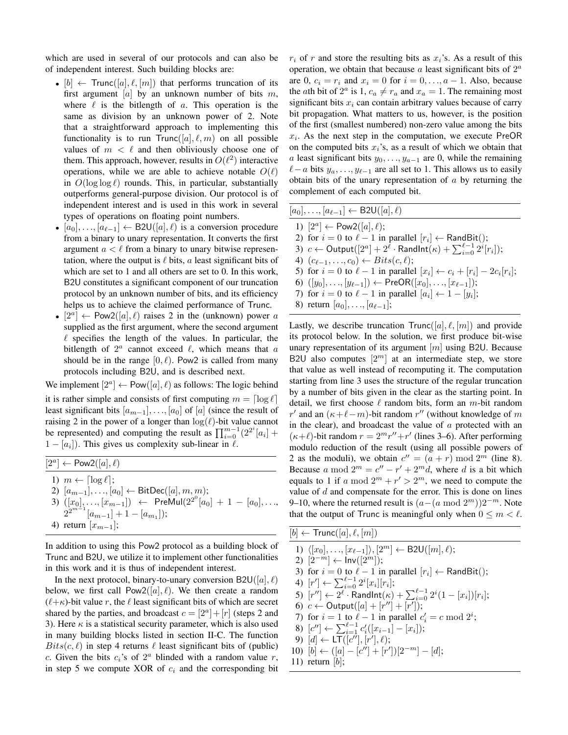which are used in several of our protocols and can also be of independent interest. Such building blocks are:

- $[b] \leftarrow \mathsf{Trunc}([a], \ell, [m])$ that performs truncation of its first argument $[a]$ by an unknown number of bits $m$, where $\ell$ is the bitlength of $a$. This operation is the same as division by an unknown power of 2. Note that a straightforward approach to implementing this functionality is to run $\mathsf{Trunc}([a], \ell, m)$ on all possible values of $m < \ell$ and then obliviously choose one of them. This approach, however, results in $O(\ell^2)$ interactive operations, while we are able to achieve notable $O(\ell)$ in $O(\log\log \ell)$ rounds. This, in particular, substantially outperforms general-purpose division. Our protocol is of independent interest and is used in this work in several types of operations on floating point numbers.
- $[a_0], \ldots, [a_{\ell-1}] \leftarrow \mathsf{B2U}([a], \ell)$ is a conversion procedure from a binary to unary representation. It converts the first argument $a < \ell$ from a binary to unary bitwise representation, where the output is $\ell$ bits, $a$ least significant bits of which are set to 1 and all others are set to 0. In this work, B2U constitutes a significant component of our truncation protocol by an unknown number of bits, and its efficiency helps us to achieve the claimed performance of Trunc.
- $[2^a] \leftarrow \mathsf{Pow2}([a], \ell)$ raises 2 in the (unknown) power $a$ supplied as the first argument, where the second argument $\ell$ specifies the length of the values. In particular, the bitlength of $2^a$ cannot exceed $\ell$, which means that $a$ should be in the range $[0, \ell)$. Pow2 is called from many protocols including B2U, and is described next.

We implement $[2^a] \leftarrow \mathsf{Pow}([a], \ell)$ as follows: The logic behind it is rather simple and consists of first computing $m = \lceil \log \ell \rceil$ least significant bits $[a_{m-1}], \ldots, [a_0]$ of $[a]$ (since the result of raising 2 in the power of a longer than $\log(\ell)$-bit value cannot be represented) and computing the result as $\prod_{i=0}^{m-1}(2^{2^i}[a_i] + 1 - [a_i])$. This gives us complexity sub-linear in $\ell$.

---

$[2^a] \leftarrow \mathsf{Pow2}([a], \ell)$

---

1) $m \leftarrow \lceil \log \ell \rceil$;
2) $[a_{m-1}], \ldots, [a_0] \leftarrow \mathsf{BitDec}([a], m, m)$;
3) $([x_0], \ldots, [x_{m-1}]) \leftarrow \mathsf{PreMul}(2^{2^0}[a_0] + 1 - [a_0], \ldots, 2^{2^{m-1}}[a_{m-1}] + 1 - [a_{m_1}])$;
4) return $[x_{m-1}]$;

---

In addition to using this Pow2 protocol as a building block of Trunc and B2U, we utilize it to implement other functionalities in this work and it is thus of independent interest.

In the next protocol, binary-to-unary conversion $\mathsf{B2U}([a], \ell)$ below, we first call $\mathsf{Pow2}([a], \ell)$. We then create a random $(\ell+\kappa)$-bit value $r$, the $\ell$ least significant bits of which are secret shared by the parties, and broadcast $c = [2^a] + [r]$ (steps 2 and 3). Here $\kappa$ is a statistical security parameter, which is also used in many building blocks listed in section II-C. The function $Bits(c, \ell)$ in step 4 returns $\ell$ least significant bits of (public) $c$. Given the bits $c_i$'s of $2^a$ blinded with a random value $r$, in step 5 we compute XOR of $c_i$ and the corresponding bit $r_i$ of $r$ and store the resulting bits as $x_i$'s. As a result of this operation, we obtain that because $a$ least significant bits of $2^a$ are 0, $c_i = r_i$ and $x_i = 0$ for $i = 0, \ldots, a-1$. Also, because the $a$th bit of $2^a$ is 1, $c_a \neq r_a$ and $x_a = 1$. The remaining most significant bits $x_i$ can contain arbitrary values because of carry bit propagation. What matters to us, however, is the position of the first (smallest numbered) non-zero value among the bits $x_i$. As the next step in the computation, we execute PreOR on the computed bits $x_i$'s, as a result of which we obtain that $a$ least significant bits $y_0, \ldots, y_{a-1}$ are 0, while the remaining $\ell - a$ bits $y_a, \ldots, y_{\ell-1}$ are all set to 1. This allows us to easily obtain bits of the unary representation of $a$ by returning the complement of each computed bit.

---

$[a_0], \ldots, [a_{\ell-1}] \leftarrow \mathsf{B2U}([a], \ell)$

---

1) $[2^a] \leftarrow \mathsf{Pow2}([a], \ell)$;
2) for $i = 0$ to $\ell - 1$ in parallel $[r_i] \leftarrow \mathsf{RandBit}()$;
3) $c \leftarrow \mathsf{Output}([2^a] + 2^\ell \cdot \mathsf{RandInt}(\kappa) + \sum_{i=0}^{\ell-1} 2^i [r_i])$;
4) $(c_{\ell-1}, \ldots, c_0) \leftarrow Bits(c, \ell)$;
5) for $i = 0$ to $\ell - 1$ in parallel $[x_i] \leftarrow c_i + [r_i] - 2c_i[r_i]$;
6) $([y_0], \ldots, [y_{\ell-1}]) \leftarrow \mathsf{PreOR}([x_0], \ldots, [x_{\ell-1}])$;
7) for $i = 0$ to $\ell - 1$ in parallel $[a_i] \leftarrow 1 - [y_i]$;
8) return $[a_0], \ldots, [a_{\ell-1}]$;

---

Lastly, we describe truncation $\mathsf{Trunc}([a], \ell, [m])$ and provide its protocol below. In the solution, we first produce bit-wise unary representation of its argument $[m]$ using B2U. Because B2U also computes $[2^m]$ at an intermediate step, we store that value as well instead of recomputing it. The computation starting from line 3 uses the structure of the regular truncation by a number of bits given in the clear as the starting point. In detail, we first choose $\ell$ random bits, form an $m$-bit random $r'$ and an $(\kappa+\ell-m)$-bit random $r''$ (without knowledge of $m$ in the clear), and broadcast the value of $a$ protected with an $(\kappa+\ell)$-bit random $r = 2^m r'' + r'$ (lines 3–6). After performing modulo reduction of the result (using all possible powers of 2 as the moduli), we obtain $c'' = (a + r) \bmod 2^m$ (line 8). Because $a \bmod 2^m = c'' - r' + 2^m d$, where $d$ is a bit which equals to 1 if $a \bmod 2^m + r' > 2^m$, we need to compute the value of $d$ and compensate for the error. This is done on lines 9–10, where the returned result is $(a - (a \bmod 2^m))2^{-m}$. Note that the output of Trunc is meaningful only when $0 \leq m < \ell$.

---

$[b] \leftarrow \mathsf{Trunc}([a], \ell, [m])$

---

1) $\langle [x_0], \ldots, [x_{\ell-1}] \rangle, [2^m] \leftarrow \mathsf{B2U}([m], \ell)$;
2) $[2^{-m}] \leftarrow \mathsf{Inv}([2^m])$;
3) for $i = 0$ to $\ell - 1$ in parallel $[r_i] \leftarrow \mathsf{RandBit}()$;
4) $[r'] \leftarrow \sum_{i=0}^{\ell-1} 2^i [x_i][r_i]$;
5) $[r''] \leftarrow 2^\ell \cdot \mathsf{RandInt}(\kappa) + \sum_{i=0}^{\ell-1} 2^i (1 - [x_i])[r_i]$;
6) $c \leftarrow \mathsf{Output}([a] + [r''] + [r'])$;
7) for $i = 1$ to $\ell - 1$ in parallel $c'_i = c \bmod 2^i$;
8) $[c''] \leftarrow \sum_{i=1}^{\ell-1} c'_i([x_{i-1}] - [x_i])$;
9) $[d] \leftarrow \mathsf{LT}([c''], [r'], \ell)$;
10) $[b] \leftarrow ([a] - [c''] + [r'])[2^{-m}] - [d]$;
11) return $[b]$;

---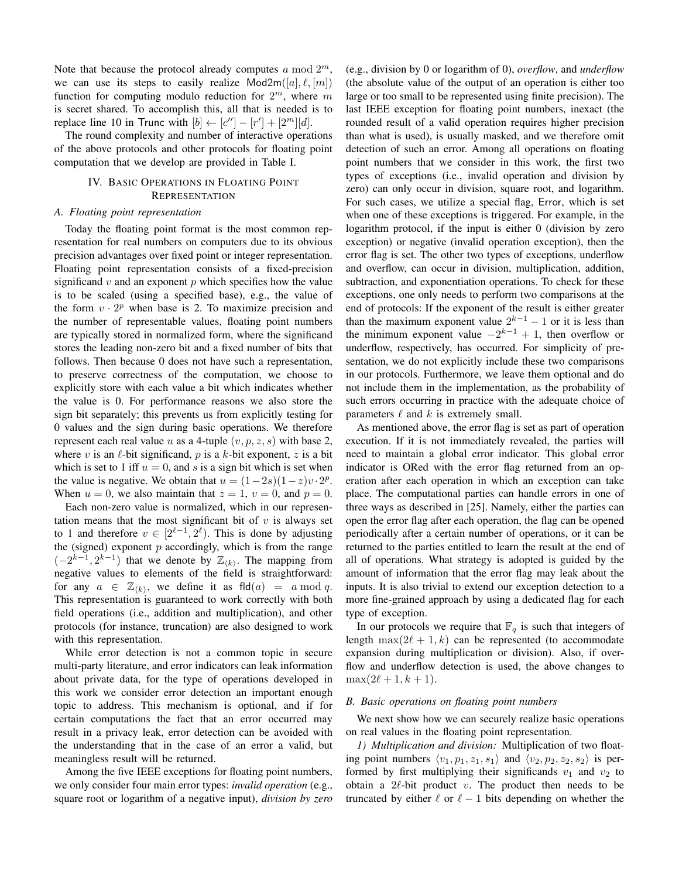Note that because the protocol already computes $a \bmod 2^m$, we can use its steps to easily realize $\mathsf{Mod2m}([a], \ell, [m])$ function for computing modulo reduction for $2^m$, where $m$ is secret shared. To accomplish this, all that is needed is to replace line 10 in Trunc with $[b] \leftarrow [c''] - [r'] + [2^m][d]$.

The round complexity and number of interactive operations of the above protocols and other protocols for floating point computation that we develop are provided in Table I.

## IV. Basic Operations in Floating Point Representation

### A. Floating point representation

Today the floating point format is the most common representation for real numbers on computers due to its obvious precision advantages over fixed point or integer representation. Floating point representation consists of a fixed-precision significand $v$ and an exponent $p$ which specifies how the value is to be scaled (using a specified base), e.g., the value of the form $v \cdot 2^p$ when base is 2. To maximize precision and the number of representable values, floating point numbers are typically stored in normalized form, where the significand stores the leading non-zero bit and a fixed number of bits that follows. Then because 0 does not have such a representation, to preserve correctness of the computation, we choose to explicitly store with each value a bit which indicates whether the value is 0. For performance reasons we also store the sign bit separately; this prevents us from explicitly testing for 0 values and the sign during basic operations. We therefore represent each real value $u$ as a 4-tuple $(v, p, z, s)$ with base 2, where $v$ is an $\ell$-bit significand, $p$ is a $k$-bit exponent, $z$ is a bit which is set to 1 iff $u = 0$, and $s$ is a sign bit which is set when the value is negative. We obtain that $u = (1-2s)(1-z)v \cdot 2^p$. When $u = 0$, we also maintain that $z = 1$, $v = 0$, and $p = 0$.

Each non-zero value is normalized, which in our representation means that the most significant bit of $v$ is always set to 1 and therefore $v \in [2^{\ell-1}, 2^{\ell})$. This is done by adjusting the (signed) exponent $p$ accordingly, which is from the range $(-2^{k-1}, 2^{k-1})$ that we denote by $\mathbb{Z}_{\langle k \rangle}$. The mapping from negative values to elements of the field is straightforward: for any $a \in \mathbb{Z}_{\langle k \rangle}$, we define it as $\mathsf{fld}(a) = a \bmod q$. This representation is guaranteed to work correctly with both field operations (i.e., addition and multiplication), and other protocols (for instance, truncation) are also designed to work with this representation.

While error detection is not a common topic in secure multi-party literature, and error indicators can leak information about private data, for the type of operations developed in this work we consider error detection an important enough topic to address. This mechanism is optional, and if for certain computations the fact that an error occurred may result in a privacy leak, error detection can be avoided with the understanding that in the case of an error a valid, but meaningless result will be returned.

Among the five IEEE exceptions for floating point numbers, we only consider four main error types: *invalid operation* (e.g., square root or logarithm of a negative input), *division by zero* (e.g., division by 0 or logarithm of 0), *overflow*, and *underflow* (the absolute value of the output of an operation is either too large or too small to be represented using finite precision). The last IEEE exception for floating point numbers, inexact (the rounded result of a valid operation requires higher precision than what is used), is usually masked, and we therefore omit detection of such an error. Among all operations on floating point numbers that we consider in this work, the first two types of exceptions (i.e., invalid operation and division by zero) can only occur in division, square root, and logarithm. For such cases, we utilize a special flag, Error, which is set when one of these exceptions is triggered. For example, in the logarithm protocol, if the input is either 0 (division by zero exception) or negative (invalid operation exception), then the error flag is set. The other two types of exceptions, underflow and overflow, can occur in division, multiplication, addition, subtraction, and exponentiation operations. To check for these exceptions, one only needs to perform two comparisons at the end of protocols: If the exponent of the result is either greater than the maximum exponent value $2^{k-1} - 1$ or it is less than the minimum exponent value $-2^{k-1} + 1$, then overflow or underflow, respectively, has occurred. For simplicity of presentation, we do not explicitly include these two comparisons in our protocols. Furthermore, we leave them optional and do not include them in the implementation, as the probability of such errors occurring in practice with the adequate choice of parameters $\ell$ and $k$ is extremely small.

As mentioned above, the error flag is set as part of operation execution. If it is not immediately revealed, the parties will need to maintain a global error indicator. This global error indicator is ORed with the error flag returned from an operation after each operation in which an exception can take place. The computational parties can handle errors in one of three ways as described in [25]. Namely, either the parties can open the error flag after each operation, the flag can be opened periodically after a certain number of operations, or it can be returned to the parties entitled to learn the result at the end of all of operations. What strategy is adopted is guided by the amount of information that the error flag may leak about the inputs. It is also trivial to extend our exception detection to a more fine-grained approach by using a dedicated flag for each type of exception.

In our protocols we require that $\mathbb{F}_q$ is such that integers of length $\max(2\ell + 1, k)$ can be represented (to accommodate expansion during multiplication or division). Also, if overflow and underflow detection is used, the above changes to $\max(2\ell + 1, k + 1)$.

### B. Basic operations on floating point numbers

We next show how we can securely realize basic operations on real values in the floating point representation.

*1) Multiplication and division:* Multiplication of two floating point numbers $\langle v_1, p_1, z_1, s_1 \rangle$ and $\langle v_2, p_2, z_2, s_2 \rangle$ is performed by first multiplying their significands $v_1$ and $v_2$ to obtain a $2\ell$-bit product $v$. The product then needs to be truncated by either $\ell$ or $\ell - 1$ bits depending on whether the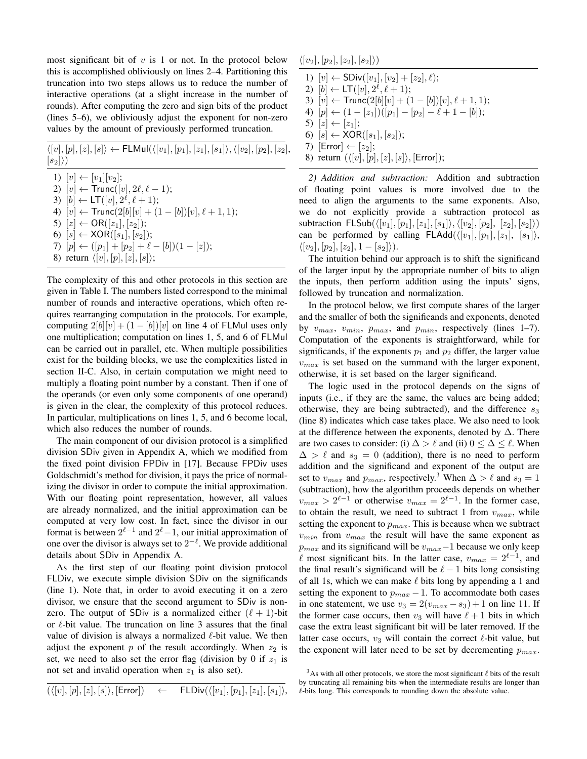most significant bit of $v$ is 1 or not. In the protocol below this is accomplished obliviously on lines 2–4. Partitioning this truncation into two steps allows us to reduce the number of interactive operations (at a slight increase in the number of rounds). After computing the zero and sign bits of the product (lines 5–6), we obliviously adjust the exponent for non-zero values by the amount of previously performed truncation.

---

$\langle[v],[p],[z],[s]\rangle \leftarrow \mathsf{FLMul}(\langle[v_1],[p_1],[z_1],[s_1]\rangle, \langle[v_2],[p_2],[z_2],[s_2]\rangle)$

---

1) $[v] \leftarrow [v_1][v_2]$;
2) $[v] \leftarrow \mathsf{Trunc}([v], 2\ell, \ell-1)$;
3) $[b] \leftarrow \mathsf{LT}([v], 2^\ell, \ell+1)$;
4) $[v] \leftarrow \mathsf{Trunc}(2[b][v] + (1-[b])[v], \ell+1, 1)$;
5) $[z] \leftarrow \mathsf{OR}([z_1],[z_2])$;
6) $[s] \leftarrow \mathsf{XOR}([s_1],[s_2])$;
7) $[p] \leftarrow ([p_1]+[p_2]+\ell-[b])(1-[z])$;
8) return $\langle[v],[p],[z],[s]\rangle$;

---

The complexity of this and other protocols in this section are given in Table I. The numbers listed correspond to the minimal number of rounds and interactive operations, which often requires rearranging computation in the protocols. For example, computing $2[b][v]+(1-[b])[v]$ on line 4 of FLMul uses only one multiplication; computation on lines 1, 5, and 6 of FLMul can be carried out in parallel, etc. When multiple possibilities exist for the building blocks, we use the complexities listed in section II-C. Also, in certain computation we might need to multiply a floating point number by a constant. Then if one of the operands (or even only some components of one operand) is given in the clear, the complexity of this protocol reduces. In particular, multiplications on lines 1, 5, and 6 become local, which also reduces the number of rounds.

The main component of our division protocol is a simplified division SDiv given in Appendix A, which we modified from the fixed point division FPDiv in [17]. Because FPDiv uses Goldschmidt's method for division, it pays the price of normalizing the divisor in order to compute the initial approximation. With our floating point representation, however, all values are already normalized, and the initial approximation can be computed at very low cost. In fact, since the divisor in our format is between $2^{\ell-1}$ and $2^\ell-1$, our initial approximation of one over the divisor is always set to $2^{-\ell}$. We provide additional details about SDiv in Appendix A.

As the first step of our floating point division protocol FLDiv, we execute simple division SDiv on the significands (line 1). Note that, in order to avoid executing it on a zero divisor, we ensure that the second argument to SDiv is non-zero. The output of SDiv is a normalized either $(\ell+1)$-bit or $\ell$-bit value. The truncation on line 3 assures that the final value of division is always a normalized $\ell$-bit value. We then adjust the exponent $p$ of the result accordingly. When $z_2$ is set, we need to also set the error flag (division by 0 if $z_1$ is not set and invalid operation when $z_1$ is also set).

---

$(\langle[v],[p],[z],[s]\rangle, [\mathsf{Error}]) \leftarrow \mathsf{FLDiv}(\langle[v_1],[p_1],[z_1],[s_1]\rangle, \langle[v_2],[p_2],[z_2],[s_2]\rangle)$

---

1) $[v] \leftarrow \mathsf{SDiv}([v_1],[v_2]+[z_2],\ell)$;
2) $[b] \leftarrow \mathsf{LT}([v], 2^\ell, \ell+1)$;
3) $[v] \leftarrow \mathsf{Trunc}(2[b][v]+(1-[b])[v], \ell+1, 1)$;
4) $[p] \leftarrow (1-[z_1])([p_1]-[p_2]-\ell+1-[b])$;
5) $[z] \leftarrow [z_1]$;
6) $[s] \leftarrow \mathsf{XOR}([s_1],[s_2])$;
7) $[\mathsf{Error}] \leftarrow [z_2]$;
8) return $(\langle[v],[p],[z],[s]\rangle, [\mathsf{Error}])$;

---

*2) Addition and subtraction:* Addition and subtraction of floating point values is more involved due to the need to align the arguments to the same exponents. Also, we do not explicitly provide a subtraction protocol as subtraction $\mathsf{FLSub}(\langle[v_1],[p_1],[z_1],[s_1]\rangle, \langle[v_2],[p_2],[z_2],[s_2]\rangle)$ can be performed by calling $\mathsf{FLAdd}(\langle[v_1],[p_1],[z_1],[s_1]\rangle, \langle[v_2],[p_2],[z_2],1-[s_2]\rangle)$.

The intuition behind our approach is to shift the significand of the larger input by the appropriate number of bits to align the inputs, then perform addition using the inputs' signs, followed by truncation and normalization.

In the protocol below, we first compute shares of the larger and the smaller of both the significands and exponents, denoted by $v_{max}$, $v_{min}$, $p_{max}$, and $p_{min}$, respectively (lines 1–7). Computation of the exponents is straightforward, while for significands, if the exponents $p_1$ and $p_2$ differ, the larger value $v_{max}$ is set based on the summand with the larger exponent, otherwise, it is set based on the larger significand.

The logic used in the protocol depends on the signs of inputs (i.e., if they are the same, the values are being added; otherwise, they are being subtracted), and the difference $s_3$ (line 8) indicates which case takes place. We also need to look at the difference between the exponents, denoted by $\Delta$. There are two cases to consider: (i) $\Delta > \ell$ and (ii) $0 \le \Delta \le \ell$. When $\Delta > \ell$ and $s_3 = 0$ (addition), there is no need to perform addition and the significand and exponent of the output are set to $v_{max}$ and $p_{max}$, respectively.[3] When $\Delta > \ell$ and $s_3 = 1$ (subtraction), how the algorithm proceeds depends on whether $v_{max} > 2^{\ell-1}$ or otherwise $v_{max} = 2^{\ell-1}$. In the former case, to obtain the result, we need to subtract 1 from $v_{max}$, while setting the exponent to $p_{max}$. This is because when we subtract $v_{min}$ from $v_{max}$ the result will have the same exponent as $p_{max}$ and its significand will be $v_{max}-1$ because we only keep $\ell$ most significant bits. In the latter case, $v_{max} = 2^{\ell-1}$, and the final result's significand will be $\ell-1$ bits long consisting of all 1s, which we can make $\ell$ bits long by appending a 1 and setting the exponent to $p_{max}-1$. To accommodate both cases in one statement, we use $v_3 = 2(v_{max}-s_3)+1$ on line 11. If the former case occurs, then $v_3$ will have $\ell+1$ bits in which case the extra least significant bit will be later removed. If the latter case occurs, $v_3$ will contain the correct $\ell$-bit value, but the exponent will later need to be set by decrementing $p_{max}$.

[3] As with all other protocols, we store the most significant $\ell$ bits of the result by truncating all remaining bits when the intermediate results are longer than $\ell$-bits long. This corresponds to rounding down the absolute value.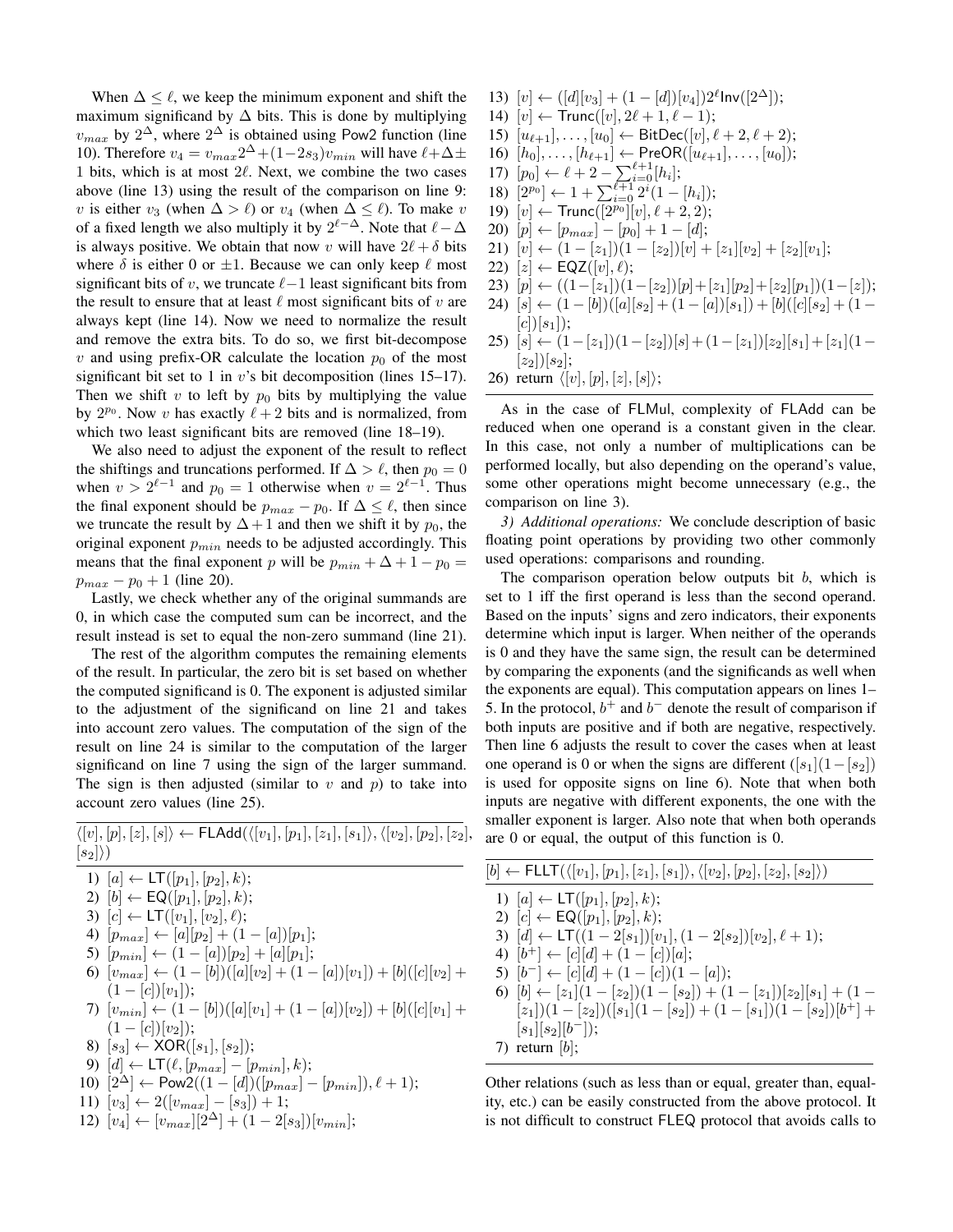When $\Delta \leq \ell$, we keep the minimum exponent and shift the maximum significand by $\Delta$ bits. This is done by multiplying $v_{max}$ by $2^{\Delta}$, where $2^{\Delta}$ is obtained using Pow2 function (line 10). Therefore $v_4 = v_{max}2^{\Delta} + (1-2s_3)v_{min}$ will have $\ell+\Delta \pm 1$ bits, which is at most $2\ell$. Next, we combine the two cases above (line 13) using the result of the comparison on line 9: $v$ is either $v_3$ (when $\Delta > \ell$) or $v_4$ (when $\Delta \leq \ell$). To make $v$ of a fixed length we also multiply it by $2^{\ell-\Delta}$. Note that $\ell - \Delta$ is always positive. We obtain that now $v$ will have $2\ell + \delta$ bits where $\delta$ is either 0 or $\pm 1$. Because we can only keep $\ell$ most significant bits of $v$, we truncate $\ell - 1$ least significant bits from the result to ensure that at least $\ell$ most significant bits of $v$ are always kept (line 14). Now we need to normalize the result and remove the extra bits. To do so, we first bit-decompose $v$ and using prefix-OR calculate the location $p_0$ of the most significant bit set to 1 in $v$'s bit decomposition (lines 15–17). Then we shift $v$ to left by $p_0$ bits by multiplying the value by $2^{p_0}$. Now $v$ has exactly $\ell + 2$ bits and is normalized, from which two least significant bits are removed (line 18–19).

We also need to adjust the exponent of the result to reflect the shiftings and truncations performed. If $\Delta > \ell$, then $p_0 = 0$ when $v > 2^{\ell-1}$ and $p_0 = 1$ otherwise when $v = 2^{\ell-1}$. Thus the final exponent should be $p_{max} - p_0$. If $\Delta \leq \ell$, then since we truncate the result by $\Delta + 1$ and then we shift it by $p_0$, the original exponent $p_{min}$ needs to be adjusted accordingly. This means that the final exponent $p$ will be $p_{min} + \Delta + 1 - p_0 = p_{max} - p_0 + 1$ (line 20).

Lastly, we check whether any of the original summands are 0, in which case the computed sum can be incorrect, and the result instead is set to equal the non-zero summand (line 21).

The rest of the algorithm computes the remaining elements of the result. In particular, the zero bit is set based on whether the computed significand is 0. The exponent is adjusted similar to the adjustment of the significand on line 21 and takes into account zero values. The computation of the sign of the result on line 24 is similar to the computation of the larger significand on line 7 using the sign of the larger summand. The sign is then adjusted (similar to $v$ and $p$) to take into account zero values (line 25).

$\langle [v], [p], [z], [s] \rangle \leftarrow \mathsf{FLAdd}(\langle [v_1], [p_1], [z_1], [s_1] \rangle, \langle [v_2], [p_2], [z_2], [s_2] \rangle)$

1) $[a] \leftarrow \mathsf{LT}([p_1], [p_2], k)$;
2) $[b] \leftarrow \mathsf{EQ}([p_1], [p_2], k)$;
3) $[c] \leftarrow \mathsf{LT}([v_1], [v_2], \ell)$;
4) $[p_{max}] \leftarrow [a][p_2] + (1 - [a])[p_1]$;
5) $[p_{min}] \leftarrow (1 - [a])[p_2] + [a][p_1]$;
6) $[v_{max}] \leftarrow (1 - [b])([a][v_2] + (1 - [a])[v_1]) + [b]([c][v_2] + (1 - [c])[v_1])$;
7) $[v_{min}] \leftarrow (1 - [b])([a][v_1] + (1 - [a])[v_2]) + [b]([c][v_1] + (1 - [c])[v_2])$;
8) $[s_3] \leftarrow \mathsf{XOR}([s_1], [s_2])$;
9) $[d] \leftarrow \mathsf{LT}(\ell, [p_{max}] - [p_{min}], k)$;
10) $[2^{\Delta}] \leftarrow \mathsf{Pow2}((1 - [d])([p_{max}] - [p_{min}]), \ell + 1)$;
11) $[v_3] \leftarrow 2([v_{max}] - [s_3]) + 1$;
12) $[v_4] \leftarrow [v_{max}][2^{\Delta}] + (1 - 2[s_3])[v_{min}]$;
13) $[v] \leftarrow ([d][v_3] + (1 - [d])[v_4])2^{\ell}\mathsf{Inv}([2^{\Delta}])$;
14) $[v] \leftarrow \mathsf{Trunc}([v], 2\ell + 1, \ell - 1)$;
15) $[u_{\ell+1}], \ldots, [u_0] \leftarrow \mathsf{BitDec}([v], \ell + 2, \ell + 2)$;
16) $[h_0], \ldots, [h_{\ell+1}] \leftarrow \mathsf{PreOR}([u_{\ell+1}], \ldots, [u_0])$;
17) $[p_0] \leftarrow \ell + 2 - \sum_{i=0}^{\ell+1}[h_i]$;
18) $[2^{p_0}] \leftarrow 1 + \sum_{i=0}^{\ell+1} 2^i(1 - [h_i])$;
19) $[v] \leftarrow \mathsf{Trunc}([2^{p_0}][v], \ell + 2, 2)$;
20) $[p] \leftarrow [p_{max}] - [p_0] + 1 - [d]$;
21) $[v] \leftarrow (1 - [z_1])(1 - [z_2])[v] + [z_1][v_2] + [z_2][v_1]$;
22) $[z] \leftarrow \mathsf{EQZ}([v], \ell)$;
23) $[p] \leftarrow ((1 - [z_1])(1 - [z_2])[p] + [z_1][p_2] + [z_2][p_1])(1 - [z])$;
24) $[s] \leftarrow (1 - [b])([a][s_2] + (1 - [a])[s_1]) + [b]([c][s_2] + (1 - [c])[s_1])$;
25) $[s] \leftarrow (1 - [z_1])(1 - [z_2])[s] + (1 - [z_1])[z_2][s_1] + [z_1](1 - [z_2])[s_2]$;
26) return $\langle [v], [p], [z], [s] \rangle$;

As in the case of FLMul, complexity of FLAdd can be reduced when one operand is a constant given in the clear. In this case, not only a number of multiplications can be performed locally, but also depending on the operand's value, some other operations might become unnecessary (e.g., the comparison on line 3).

*3) Additional operations:* We conclude description of basic floating point operations by providing two other commonly used operations: comparisons and rounding.

The comparison operation below outputs bit $b$, which is set to 1 iff the first operand is less than the second operand. Based on the inputs' signs and zero indicators, their exponents determine which input is larger. When neither of the operands is 0 and they have the same sign, the result can be determined by comparing the exponents (and the significands as well when the exponents are equal). This computation appears on lines 1–5. In the protocol, $b^+$ and $b^-$ denote the result of comparison if both inputs are positive and if both are negative, respectively. Then line 6 adjusts the result to cover the cases when at least one operand is 0 or when the signs are different ($[s_1](1 - [s_2])$ is used for opposite signs on line 6). Note that when both inputs are negative with different exponents, the one with the smaller exponent is larger. Also note that when both operands are 0 or equal, the output of this function is 0.

$[b] \leftarrow \mathsf{FLLT}(\langle [v_1], [p_1], [z_1], [s_1] \rangle, \langle [v_2], [p_2], [z_2], [s_2] \rangle)$

1) $[a] \leftarrow \mathsf{LT}([p_1], [p_2], k)$;
2) $[c] \leftarrow \mathsf{EQ}([p_1], [p_2], k)$;
3) $[d] \leftarrow \mathsf{LT}((1 - 2[s_1])[v_1], (1 - 2[s_2])[v_2], \ell + 1)$;
4) $[b^+] \leftarrow [c][d] + (1 - [c])[a]$;
5) $[b^-] \leftarrow [c][d] + (1 - [c])(1 - [a])$;
6) $[b] \leftarrow [z_1](1 - [z_2])(1 - [s_2]) + (1 - [z_1])[z_2][s_1] + (1 - [z_1])(1 - [z_2])([s_1](1 - [s_2]) + (1 - [s_1])(1 - [s_2])[b^+] + [s_1][s_2][b^-])$;
7) return $[b]$;

Other relations (such as less than or equal, greater than, equality, etc.) can be easily constructed from the above protocol. It is not difficult to construct FLEQ protocol that avoids calls to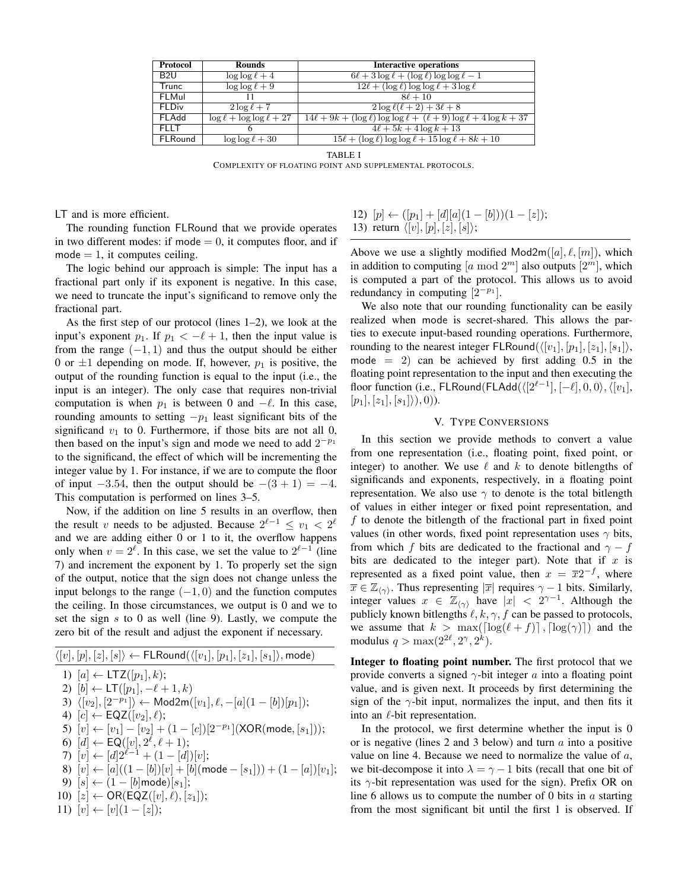| Protocol | Rounds | Interactive operations |
|---|---|---|
| B2U | $\log\log\ell+4$ | $6\ell+3\log\ell+(\log\ell)\log\log\ell-1$ |
| Trunc | $\log\log\ell+9$ | $12\ell+(\log\ell)\log\log\ell+3\log\ell$ |
| FLMul | 11 | $8\ell+10$ |
| FLDiv | $2\log\ell+7$ | $2\log\ell(\ell+2)+3\ell+8$ |
| FLAdd | $\log\ell+\log\log\ell+27$ | $14\ell+9k+(\log\ell)\log\log\ell+(\ell+9)\log\ell+4\log k+37$ |
| FLLT | 6 | $4\ell+5k+4\log k+13$ |
| FLRound | $\log\log\ell+30$ | $15\ell+(\log\ell)\log\log\ell+15\log\ell+8k+10$ |

TABLE I
COMPLEXITY OF FLOATING POINT AND SUPPLEMENTAL PROTOCOLS.

LT and is more efficient.

The rounding function FLRound that we provide operates in two different modes: if mode $=0$, it computes floor, and if mode $=1$, it computes ceiling.

The logic behind our approach is simple: The input has a fractional part only if its exponent is negative. In this case, we need to truncate the input's significand to remove only the fractional part.

As the first step of our protocol (lines 1–2), we look at the input's exponent $p_1$. If $p_1 < -\ell+1$, then the input value is from the range $(-1,1)$ and thus the output should be either 0 or $\pm 1$ depending on mode. If, however, $p_1$ is positive, the output of the rounding function is equal to the input (i.e., the input is an integer). The only case that requires non-trivial computation is when $p_1$ is between 0 and $-\ell$. In this case, rounding amounts to setting $-p_1$ least significant bits of the significand $v_1$ to 0. Furthermore, if those bits are not all 0, then based on the input's sign and mode we need to add $2^{-p_1}$ to the significand, the effect of which will be incrementing the integer value by 1. For instance, if we are to compute the floor of input $-3.54$, then the output should be $-(3+1)=-4$. This computation is performed on lines 3–5.

Now, if the addition on line 5 results in an overflow, then the result $v$ needs to be adjusted. Because $2^{\ell-1}\le v_1 < 2^{\ell}$ and we are adding either 0 or 1 to it, the overflow happens only when $v=2^{\ell}$. In this case, we set the value to $2^{\ell-1}$ (line 7) and increment the exponent by 1. To properly set the sign of the output, notice that the sign does not change unless the input belongs to the range $(-1,0)$ and the function computes the ceiling. In those circumstances, we output is 0 and we to set the sign $s$ to 0 as well (line 9). Lastly, we compute the zero bit of the result and adjust the exponent if necessary.

$\langle[v],[p],[z],[s]\rangle \leftarrow$ FLRound($\langle[v_1],[p_1],[z_1],[s_1]\rangle$, mode)

1) $[a]\leftarrow \mathsf{LTZ}([p_1],k)$;
2) $[b]\leftarrow \mathsf{LT}([p_1],-\ell+1,k)$
3) $\langle[v_2],[2^{-p_1}]\rangle \leftarrow \mathsf{Mod2m}([v_1],\ell,-[a](1-[b])[p_1])$;
4) $[c]\leftarrow \mathsf{EQZ}([v_2],\ell)$;
5) $[v]\leftarrow [v_1]-[v_2]+(1-[c])[2^{-p_1}](\mathsf{XOR}(\mathsf{mode},[s_1]))$;
6) $[d]\leftarrow \mathsf{EQ}([v],2^{\ell},\ell+1)$;
7) $[v]\leftarrow [d]2^{\ell-1}+(1-[d])[v]$;
8) $[v]\leftarrow [a]((1-[b])[v]+[b](\mathsf{mode}-[s_1]))+(1-[a])[v_1]$;
9) $[s]\leftarrow (1-[b]\mathsf{mode})[s_1]$;
10) $[z]\leftarrow \mathsf{OR}(\mathsf{EQZ}([v],\ell),[z_1])$;
11) $[v]\leftarrow [v](1-[z])$;
12) $[p]\leftarrow ([p_1]+[d][a](1-[b]))(1-[z])$;
13) return $\langle[v],[p],[z],[s]\rangle$;

Above we use a slightly modified $\mathsf{Mod2m}([a],\ell,[m])$, which in addition to computing $[a \bmod 2^m]$ also outputs $[2^m]$, which is computed a part of the protocol. This allows us to avoid redundancy in computing $[2^{-p_1}]$.

We also note that our rounding functionality can be easily realized when mode is secret-shared. This allows the parties to execute input-based rounding operations. Furthermore, rounding to the nearest integer FLRound($\langle[v_1],[p_1],[z_1],[s_1]\rangle$, mode $=2$) can be achieved by first adding 0.5 in the floating point representation to the input and then executing the floor function (i.e., FLRound(FLAdd($\langle[2^{\ell-1}],[-\ell],0,0\rangle,\langle[v_1],[p_1],[z_1],[s_1]\rangle$), 0)).

## V. Type Conversions

In this section we provide methods to convert a value from one representation (i.e., floating point, fixed point, or integer) to another. We use $\ell$ and $k$ to denote bitlengths of significands and exponents, respectively, in a floating point representation. We also use $\gamma$ to denote is the total bitlength of values in either integer or fixed point representation, and $f$ to denote the bitlength of the fractional part in fixed point values (in other words, fixed point representation uses $\gamma$ bits, from which $f$ bits are dedicated to the fractional and $\gamma-f$ bits are dedicated to the integer part). Note that if $x$ is represented as a fixed point value, then $x=\overline{x}2^{-f}$, where $\overline{x}\in\mathbb{Z}_{\langle\gamma\rangle}$. Thus representing $|\overline{x}|$ requires $\gamma-1$ bits. Similarly, integer values $x\in\mathbb{Z}_{\langle\gamma\rangle}$ have $|x|<2^{\gamma-1}$. Although the publicly known bitlengths $\ell,k,\gamma,f$ can be passed to protocols, we assume that $k>\max(\lceil\log(\ell+f)\rceil,\lceil\log(\gamma)\rceil)$ and the modulus $q>\max(2^{2\ell},2^{\gamma},2^{k})$.

**Integer to floating point number.** The first protocol that we provide converts a signed $\gamma$-bit integer $a$ into a floating point value, and is given next. It proceeds by first determining the sign of the $\gamma$-bit input, normalizes the input, and then fits it into an $\ell$-bit representation.

In the protocol, we first determine whether the input is 0 or is negative (lines 2 and 3 below) and turn $a$ into a positive value on line 4. Because we need to normalize the value of $a$, we bit-decompose it into $\lambda=\gamma-1$ bits (recall that one bit of its $\gamma$-bit representation was used for the sign). Prefix OR on line 6 allows us to compute the number of 0 bits in $a$ starting from the most significant bit until the first 1 is observed. If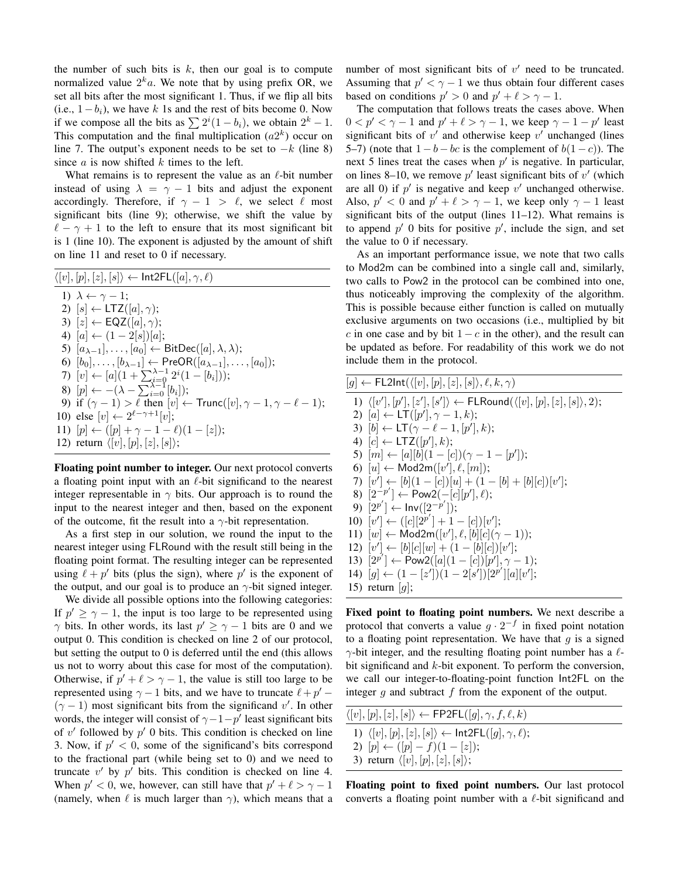the number of such bits is $k$, then our goal is to compute normalized value $2^k a$. We note that by using prefix OR, we set all bits after the most significant 1. Thus, if we flip all bits (i.e., $1-b_i$), we have $k$ 1s and the rest of bits become 0. Now if we compose all the bits as $\sum 2^i(1-b_i)$, we obtain $2^k-1$. This computation and the final multiplication ($a2^k$) occur on line 7. The output's exponent needs to be set to $-k$ (line 8) since $a$ is now shifted $k$ times to the left.

What remains is to represent the value as an $\ell$-bit number instead of using $\lambda = \gamma - 1$ bits and adjust the exponent accordingly. Therefore, if $\gamma - 1 > \ell$, we select $\ell$ most significant bits (line 9); otherwise, we shift the value by $\ell - \gamma + 1$ to the left to ensure that its most significant bit is 1 (line 10). The exponent is adjusted by the amount of shift on line 11 and reset to 0 if necessary.

$\langle [v], [p], [z], [s] \rangle \leftarrow \mathsf{Int2FL}([a], \gamma, \ell)$

1) $\lambda \leftarrow \gamma - 1$;
2) $[s] \leftarrow \mathsf{LTZ}([a], \gamma)$;
3) $[z] \leftarrow \mathsf{EQZ}([a], \gamma)$;
4) $[a] \leftarrow (1 - 2[s])[a]$;
5) $[a_{\lambda-1}], \ldots, [a_0] \leftarrow \mathsf{BitDec}([a], \lambda, \lambda)$;
6) $[b_0], \ldots, [b_{\lambda-1}] \leftarrow \mathsf{PreOR}([a_{\lambda-1}], \ldots, [a_0])$;
7) $[v] \leftarrow [a](1 + \sum_{i=0}^{\lambda-1} 2^i(1 - [b_i]))$;
8) $[p] \leftarrow -(\lambda - \sum_{i=0}^{\lambda-1} [b_i])$;
9) if $(\gamma - 1) > \ell$ then $[v] \leftarrow \mathsf{Trunc}([v], \gamma - 1, \gamma - \ell - 1)$;
10) else $[v] \leftarrow 2^{\ell - \gamma + 1}[v]$;
11) $[p] \leftarrow ([p] + \gamma - 1 - \ell)(1 - [z])$;
12) return $\langle [v], [p], [z], [s] \rangle$;

**Floating point number to integer.** Our next protocol converts a floating point input with an $\ell$-bit significand to the nearest integer representable in $\gamma$ bits. Our approach is to round the input to the nearest integer and then, based on the exponent of the outcome, fit the result into a $\gamma$-bit representation.

As a first step in our solution, we round the input to the nearest integer using FLRound with the result still being in the floating point format. The resulting integer can be represented using $\ell + p'$ bits (plus the sign), where $p'$ is the exponent of the output, and our goal is to produce an $\gamma$-bit signed integer.

We divide all possible options into the following categories: If $p' \geq \gamma - 1$, the input is too large to be represented using $\gamma$ bits. In other words, its last $p' \geq \gamma - 1$ bits are 0 and we output 0. This condition is checked on line 2 of our protocol, but setting the output to 0 is deferred until the end (this allows us not to worry about this case for most of the computation). Otherwise, if $p' + \ell > \gamma - 1$, the value is still too large to be represented using $\gamma - 1$ bits, and we have to truncate $\ell + p' - (\gamma - 1)$ most significant bits from the significand $v'$. In other words, the integer will consist of $\gamma - 1 - p'$ least significant bits of $v'$ followed by $p'$ 0 bits. This condition is checked on line 3. Now, if $p' < 0$, some of the significand's bits correspond to the fractional part (while being set to 0) and we need to truncate $v'$ by $p'$ bits. This condition is checked on line 4. When $p' < 0$, we, however, can still have that $p' + \ell > \gamma - 1$ (namely, when $\ell$ is much larger than $\gamma$), which means that a number of most significant bits of $v'$ need to be truncated. Assuming that $p' < \gamma - 1$ we thus obtain four different cases based on conditions $p' > 0$ and $p' + \ell > \gamma - 1$.

The computation that follows treats the cases above. When $0 < p' < \gamma - 1$ and $p' + \ell > \gamma - 1$, we keep $\gamma - 1 - p'$ least significant bits of $v'$ and otherwise keep $v'$ unchanged (lines 5–7) (note that $1 - b - bc$ is the complement of $b(1 - c)$). The next 5 lines treat the cases when $p'$ is negative. In particular, on lines 8–10, we remove $p'$ least significant bits of $v'$ (which are all 0) if $p'$ is negative and keep $v'$ unchanged otherwise. Also, $p' < 0$ and $p' + \ell > \gamma - 1$, we keep only $\gamma - 1$ least significant bits of the output (lines 11–12). What remains is to append $p'$ 0 bits for positive $p'$, include the sign, and set the value to 0 if necessary.

As an important performance issue, we note that two calls to Mod2m can be combined into a single call and, similarly, two calls to Pow2 in the protocol can be combined into one, thus noticeably improving the complexity of the algorithm. This is possible because either function is called on mutually exclusive arguments on two occasions (i.e., multiplied by bit $c$ in one case and by bit $1 - c$ in the other), and the result can be updated as before. For readability of this work we do not include them in the protocol.

$[g] \leftarrow \mathsf{FL2Int}(\langle [v], [p], [z], [s] \rangle, \ell, k, \gamma)$

1) $\langle [v'], [p'], [z'], [s'] \rangle \leftarrow \mathsf{FLRound}(\langle [v], [p], [z], [s] \rangle, 2)$;
2) $[a] \leftarrow \mathsf{LT}([p'], \gamma - 1, k)$;
3) $[b] \leftarrow \mathsf{LT}(\gamma - \ell - 1, [p'], k)$;
4) $[c] \leftarrow \mathsf{LTZ}([p'], k)$;
5) $[m] \leftarrow [a][b](1 - [c])(\gamma - 1 - [p'])$;
6) $[u] \leftarrow \mathsf{Mod2m}([v'], \ell, [m])$;
7) $[v'] \leftarrow [b](1 - [c])[u] + (1 - [b] + [b][c])[v']$;
8) $[2^{-p'}] \leftarrow \mathsf{Pow2}(-[c][p'], \ell)$;
9) $[2^{p'}] \leftarrow \mathsf{Inv}([2^{-p'}])$;
10) $[v'] \leftarrow ([c][2^{p'}] + 1 - [c])[v']$;
11) $[w] \leftarrow \mathsf{Mod2m}([v'], \ell, [b][c](\gamma - 1))$;
12) $[v'] \leftarrow [b][c][w] + (1 - [b][c])[v']$;
13) $[2^{p'}] \leftarrow \mathsf{Pow2}([a](1 - [c])[p'], \gamma - 1)$;
14) $[g] \leftarrow (1 - [z'])(1 - 2[s'])[2^{p'}][a][v']$;
15) return $[g]$;

**Fixed point to floating point numbers.** We next describe a protocol that converts a value $g \cdot 2^{-f}$ in fixed point notation to a floating point representation. We have that $g$ is a signed $\gamma$-bit integer, and the resulting floating point number has a $\ell$-bit significand and $k$-bit exponent. To perform the conversion, we call our integer-to-floating-point function Int2FL on the integer $g$ and subtract $f$ from the exponent of the output.

$\langle [v], [p], [z], [s] \rangle \leftarrow \mathsf{FP2FL}([g], \gamma, f, \ell, k)$

1) $\langle [v], [p], [z], [s] \rangle \leftarrow \mathsf{Int2FL}([g], \gamma, \ell)$;
2) $[p] \leftarrow ([p] - f)(1 - [z])$;
3) return $\langle [v], [p], [z], [s] \rangle$;

**Floating point to fixed point numbers.** Our last protocol converts a floating point number with a $\ell$-bit significand and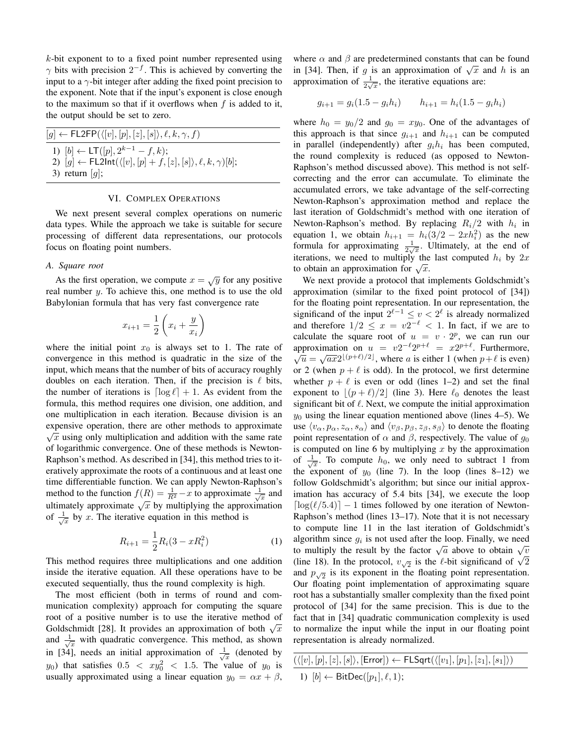$k$-bit exponent to to a fixed point number represented using $\gamma$ bits with precision $2^{-f}$. This is achieved by converting the input to a $\gamma$-bit integer after adding the fixed point precision to the exponent. Note that if the input's exponent is close enough to the maximum so that if it overflows when $f$ is added to it, the output should be set to zero.

---

$[g] \leftarrow \mathsf{FL2FP}(\langle [v], [p], [z], [s] \rangle, \ell, k, \gamma, f)$

---

1) $[b] \leftarrow \mathsf{LT}([p], 2^{k-1} - f, k)$;
2) $[g] \leftarrow \mathsf{FL2Int}(\langle [v], [p] + f, [z], [s] \rangle, \ell, k, \gamma)[b]$;
3) return $[g]$;

---

## VI. Complex Operations

We next present several complex operations on numeric data types. While the approach we take is suitable for secure processing of different data representations, our protocols focus on floating point numbers.

### A. Square root

As the first operation, we compute $x = \sqrt{y}$ for any positive real number $y$. To achieve this, one method is to use the old Babylonian formula that has very fast convergence rate

$$x_{i+1} = \frac{1}{2}\left(x_i + \frac{y}{x_i}\right)$$

where the initial point $x_0$ is always set to 1. The rate of convergence in this method is quadratic in the size of the input, which means that the number of bits of accuracy roughly doubles on each iteration. Then, if the precision is $\ell$ bits, the number of iterations is $\lceil \log \ell \rceil + 1$. As evident from the formula, this method requires one division, one addition, and one multiplication in each iteration. Because division is an expensive operation, there are other methods to approximate $\sqrt{x}$ using only multiplication and addition with the same rate of logarithmic convergence. One of these methods is Newton-Raphson's method. As described in [34], this method tries to iteratively approximate the roots of a continuous and at least one time differentiable function. We can apply Newton-Raphson's method to the function $f(R) = \frac{1}{R^2} - x$ to approximate $\frac{1}{\sqrt{x}}$ and ultimately approximate $\sqrt{x}$ by multiplying the approximation of $\frac{1}{\sqrt{x}}$ by $x$. The iterative equation in this method is

$$R_{i+1} = \frac{1}{2} R_i (3 - x R_i^2) \quad (1)$$

This method requires three multiplications and one addition inside the iterative equation. All these operations have to be executed sequentially, thus the round complexity is high.

The most efficient (both in terms of round and communication complexity) approach for computing the square root of a positive number is to use the iterative method of Goldschmidt [28]. It provides an approximation of both $\sqrt{x}$ and $\frac{1}{\sqrt{x}}$ with quadratic convergence. This method, as shown in [34], needs an initial approximation of $\frac{1}{\sqrt{x}}$ (denoted by $y_0$) that satisfies $0.5 < xy_0^2 < 1.5$. The value of $y_0$ is usually approximated using a linear equation $y_0 = \alpha x + \beta$, where $\alpha$ and $\beta$ are predetermined constants that can be found in [34]. Then, if $g$ is an approximation of $\sqrt{x}$ and $h$ is an approximation of $\frac{1}{2\sqrt{x}}$, the iterative equations are:

$$g_{i+1} = g_i(1.5 - g_i h_i) \qquad h_{i+1} = h_i(1.5 - g_i h_i)$$

where $h_0 = y_0/2$ and $g_0 = xy_0$. One of the advantages of this approach is that since $g_{i+1}$ and $h_{i+1}$ can be computed in parallel (independently) after $g_i h_i$ has been computed, the round complexity is reduced (as opposed to Newton-Raphson's method discussed above). This method is not self-correcting and the error can accumulate. To eliminate the accumulated errors, we take advantage of the self-correcting Newton-Raphson's approximation method and replace the last iteration of Goldschmidt's method with one iteration of Newton-Raphson's method. By replacing $R_i/2$ with $h_i$ in equation 1, we obtain $h_{i+1} = h_i(3/2 - 2xh_i^2)$ as the new formula for approximating $\frac{1}{2\sqrt{x}}$. Ultimately, at the end of iterations, we need to multiply the last computed $h_i$ by $2x$ to obtain an approximation for $\sqrt{x}$.

We next provide a protocol that implements Goldschmidt's approximation (similar to the fixed point protocol of [34]) for the floating point representation. In our representation, the significand of the input $2^{\ell-1} \le v < 2^{\ell}$ is already normalized and therefore $1/2 \le x = v2^{-\ell} < 1$. In fact, if we are to calculate the square root of $u = v \cdot 2^p$, we can run our approximation on $u = v2^{-\ell}2^{p+\ell} = x2^{p+\ell}$. Furthermore, $\sqrt{u} = \sqrt{ax}2^{\lfloor (p+\ell)/2 \rfloor}$, where $a$ is either 1 (when $p+\ell$ is even) or 2 (when $p+\ell$ is odd). In the protocol, we first determine whether $p+\ell$ is even or odd (lines 1–2) and set the final exponent to $\lfloor (p+\ell)/2 \rfloor$ (line 3). Here $\ell_0$ denotes the least significant bit of $\ell$. Next, we compute the initial approximation $y_0$ using the linear equation mentioned above (lines 4–5). We use $\langle v_\alpha, p_\alpha, z_\alpha, s_\alpha \rangle$ and $\langle v_\beta, p_\beta, z_\beta, s_\beta \rangle$ to denote the floating point representation of $\alpha$ and $\beta$, respectively. The value of $g_0$ is computed on line 6 by multiplying $x$ by the approximation of $\frac{1}{\sqrt{x}}$. To compute $h_0$, we only need to subtract 1 from the exponent of $y_0$ (line 7). In the loop (lines 8–12) we follow Goldschmidt's algorithm; but since our initial approximation has accuracy of 5.4 bits [34], we execute the loop $\lceil \log(\ell/5.4) \rceil - 1$ times followed by one iteration of Newton-Raphson's method (lines 13–17). Note that it is not necessary to compute line 11 in the last iteration of Goldschmidt's algorithm since $g_i$ is not used after the loop. Finally, we need to multiply the result by the factor $\sqrt{a}$ above to obtain $\sqrt{v}$ (line 18). In the protocol, $v_{\sqrt{2}}$ is the $\ell$-bit significand of $\sqrt{2}$ and $p_{\sqrt{2}}$ is its exponent in the floating point representation. Our floating point implementation of approximating square root has a substantially smaller complexity than the fixed point protocol of [34] for the same precision. This is due to the fact that in [34] quadratic communication complexity is used to normalize the input while the input in our floating point representation is already normalized.

---

$(\langle [v], [p], [z], [s] \rangle, [\mathsf{Error}]) \leftarrow \mathsf{FLSqrt}(\langle [v_1], [p_1], [z_1], [s_1] \rangle)$

---

1) $[b] \leftarrow \mathsf{BitDec}([p_1], \ell, 1)$;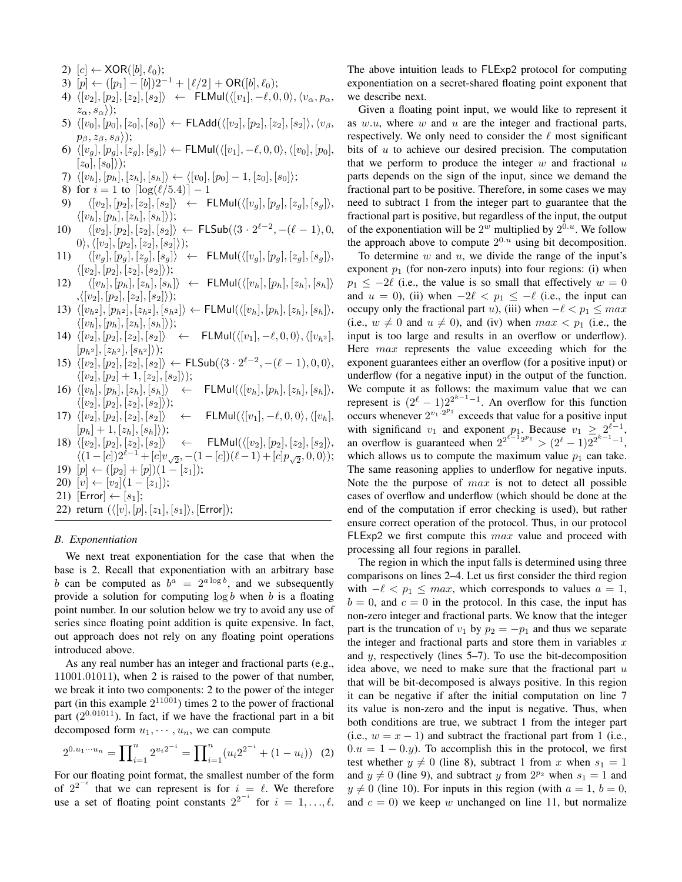2) $[c] \leftarrow \mathsf{XOR}([b], \ell_0)$;
3) $[p] \leftarrow ([p_1] - [b])2^{-1} + \lfloor \ell/2 \rfloor + \mathsf{OR}([b], \ell_0)$;
4) $\langle [v_2], [p_2], [z_2], [s_2] \rangle \leftarrow \mathsf{FLMul}(\langle [v_1], -\ell, 0, 0 \rangle, \langle v_\alpha, p_\alpha, z_\alpha, s_\alpha \rangle)$;
5) $\langle [v_0], [p_0], [z_0], [s_0] \rangle \leftarrow \mathsf{FLAdd}(\langle [v_2], [p_2], [z_2], [s_2] \rangle, \langle v_\beta, p_\beta, z_\beta, s_\beta \rangle)$;
6) $\langle [v_g], [p_g], [z_g], [s_g] \rangle \leftarrow \mathsf{FLMul}(\langle [v_1], -\ell, 0, 0 \rangle, \langle [v_0], [p_0], [z_0], [s_0] \rangle)$;
7) $\langle [v_h], [p_h], [z_h], [s_h] \rangle \leftarrow \langle [v_0], [p_0] - 1, [z_0], [s_0] \rangle$;
8) for $i = 1$ to $\lceil \log(\ell/5.4) \rceil - 1$
9) $\quad \langle [v_2], [p_2], [z_2], [s_2] \rangle \leftarrow \mathsf{FLMul}(\langle [v_g], [p_g], [z_g], [s_g] \rangle, \langle [v_h], [p_h], [z_h], [s_h] \rangle)$;
10) $\quad \langle [v_2], [p_2], [z_2], [s_2] \rangle \leftarrow \mathsf{FLSub}(\langle 3 \cdot 2^{\ell-2}, -(\ell-1), 0, 0 \rangle, \langle [v_2], [p_2], [z_2], [s_2] \rangle)$;
11) $\quad \langle [v_g], [p_g], [z_g], [s_g] \rangle \leftarrow \mathsf{FLMul}(\langle [v_g], [p_g], [z_g], [s_g] \rangle, \langle [v_2], [p_2], [z_2], [s_2] \rangle)$;
12) $\quad \langle [v_h], [p_h], [z_h], [s_h] \rangle \leftarrow \mathsf{FLMul}(\langle [v_h], [p_h], [z_h], [s_h] \rangle, \langle [v_2], [p_2], [z_2], [s_2] \rangle)$;
13) $\langle [v_{h^2}], [p_{h^2}], [z_{h^2}], [s_{h^2}] \rangle \leftarrow \mathsf{FLMul}(\langle [v_h], [p_h], [z_h], [s_h] \rangle, \langle [v_h], [p_h], [z_h], [s_h] \rangle)$;
14) $\langle [v_2], [p_2], [z_2], [s_2] \rangle \leftarrow \mathsf{FLMul}(\langle [v_1], -\ell, 0, 0 \rangle, \langle [v_{h^2}], [p_{h^2}], [z_{h^2}], [s_{h^2}] \rangle)$;
15) $\langle [v_2], [p_2], [z_2], [s_2] \rangle \leftarrow \mathsf{FLSub}(\langle 3 \cdot 2^{\ell-2}, -(\ell-1), 0, 0 \rangle, \langle [v_2], [p_2] + 1, [z_2], [s_2] \rangle)$;
16) $\langle [v_h], [p_h], [z_h], [s_h] \rangle \leftarrow \mathsf{FLMul}(\langle [v_h], [p_h], [z_h], [s_h] \rangle, \langle [v_2], [p_2], [z_2], [s_2] \rangle)$;
17) $\langle [v_2], [p_2], [z_2], [s_2] \rangle \leftarrow \mathsf{FLMul}(\langle [v_1], -\ell, 0, 0 \rangle, \langle [v_h], [p_h] + 1, [z_h], [s_h] \rangle)$;
18) $\langle [v_2], [p_2], [z_2], [s_2] \rangle \leftarrow \mathsf{FLMul}(\langle [v_2], [p_2], [z_2], [s_2] \rangle, \langle (1 - [c])2^{\ell-1} + [c]v_{\sqrt{2}}, -(1 - [c])(\ell - 1) + [c]p_{\sqrt{2}}, 0, 0 \rangle)$;
19) $[p] \leftarrow ([p_2] + [p])(1 - [z_1])$;
20) $[v] \leftarrow [v_2](1 - [z_1])$;
21) $[\mathsf{Error}] \leftarrow [s_1]$;
22) return $(\langle [v], [p], [z_1], [s_1] \rangle, [\mathsf{Error}])$;

### B. Exponentiation

We next treat exponentiation for the case that when the base is 2. Recall that exponentiation with an arbitrary base $b$ can be computed as $b^a = 2^{a \log b}$, and we subsequently provide a solution for computing $\log b$ when $b$ is a floating point number. In our solution below we try to avoid any use of series since floating point addition is quite expensive. In fact, out approach does not rely on any floating point operations introduced above.

As any real number has an integer and fractional parts (e.g., 11001.01011), when 2 is raised to the power of that number, we break it into two components: 2 to the power of the integer part (in this example $2^{11001}$) times 2 to the power of fractional part ($2^{0.01011}$). In fact, if we have the fractional part in a bit decomposed form $u_1, \cdots, u_n$, we can compute

$$2^{0.u_1 \cdots u_n} = \prod_{i=1}^{n} 2^{u_i 2^{-i}} = \prod_{i=1}^{n} (u_i 2^{2^{-i}} + (1 - u_i)) \quad (2)$$

For our floating point format, the smallest number of the form of $2^{2^{-i}}$ that we can represent is for $i = \ell$. We therefore use a set of floating point constants $2^{2^{-i}}$ for $i = 1, \ldots, \ell$. The above intuition leads to $\mathsf{FLExp2}$ protocol for computing exponentiation on a secret-shared floating point exponent that we describe next.

Given a floating point input, we would like to represent it as $w.u$, where $w$ and $u$ are the integer and fractional parts, respectively. We only need to consider the $\ell$ most significant bits of $u$ to achieve our desired precision. The computation that we perform to produce the integer $w$ and fractional $u$ parts depends on the sign of the input, since we demand the fractional part to be positive. Therefore, in some cases we may need to subtract 1 from the integer part to guarantee that the fractional part is positive, but regardless of the input, the output of the exponentiation will be $2^w$ multiplied by $2^{0.u}$. We follow the approach above to compute $2^{0.u}$ using bit decomposition.

To determine $w$ and $u$, we divide the range of the input's exponent $p_1$ (for non-zero inputs) into four regions: (i) when $p_1 \leq -2\ell$ (i.e., the value is so small that effectively $w = 0$ and $u = 0$), (ii) when $-2\ell < p_1 \leq -\ell$ (i.e., the input can occupy only the fractional part $u$), (iii) when $-\ell < p_1 \leq max$ (i.e., $w \neq 0$ and $u \neq 0$), and (iv) when $max < p_1$ (i.e., the input is too large and results in an overflow or underflow). Here $max$ represents the value exceeding which for the exponent guarantees either an overflow (for a positive input) or underflow (for a negative input) in the output of the function. We compute it as follows: the maximum value that we can represent is $(2^\ell - 1)2^{2^{k-1}-1}$. An overflow for this function occurs whenever $2^{v_1 \cdot 2^{p_1}}$ exceeds that value for a positive input with significand $v_1$ and exponent $p_1$. Because $v_1 \geq 2^{\ell-1}$, an overflow is guaranteed when $2^{2^{\ell-1}2^{p_1}} > (2^\ell - 1)2^{2^{k-1}-1}$, which allows us to compute the maximum value $p_1$ can take. The same reasoning applies to underflow for negative inputs. Note the the purpose of $max$ is not to detect all possible cases of overflow and underflow (which should be done at the end of the computation if error checking is used), but rather ensure correct operation of the protocol. Thus, in our protocol $\mathsf{FLExp2}$ we first compute this $max$ value and proceed with processing all four regions in parallel.

The region in which the input falls is determined using three comparisons on lines 2–4. Let us first consider the third region with $-\ell < p_1 \leq max$, which corresponds to values $a = 1$, $b = 0$, and $c = 0$ in the protocol. In this case, the input has non-zero integer and fractional parts. We know that the integer part is the truncation of $v_1$ by $p_2 = -p_1$ and thus we separate the integer and fractional parts and store them in variables $x$ and $y$, respectively (lines 5–7). To use the bit-decomposition idea above, we need to make sure that the fractional part $u$ that will be bit-decomposed is always positive. In this region it can be negative if after the initial computation on line 7 its value is non-zero and the input is negative. Thus, when both conditions are true, we subtract 1 from the integer part (i.e., $w = x - 1$) and subtract the fractional part from 1 (i.e., $0.u = 1 - 0.y$). To accomplish this in the protocol, we first test whether $y \neq 0$ (line 8), subtract 1 from $x$ when $s_1 = 1$ and $y \neq 0$ (line 9), and subtract $y$ from $2^{p_2}$ when $s_1 = 1$ and $y \neq 0$ (line 10). For inputs in this region (with $a = 1$, $b = 0$, and $c = 0$) we keep $w$ unchanged on line 11, but normalize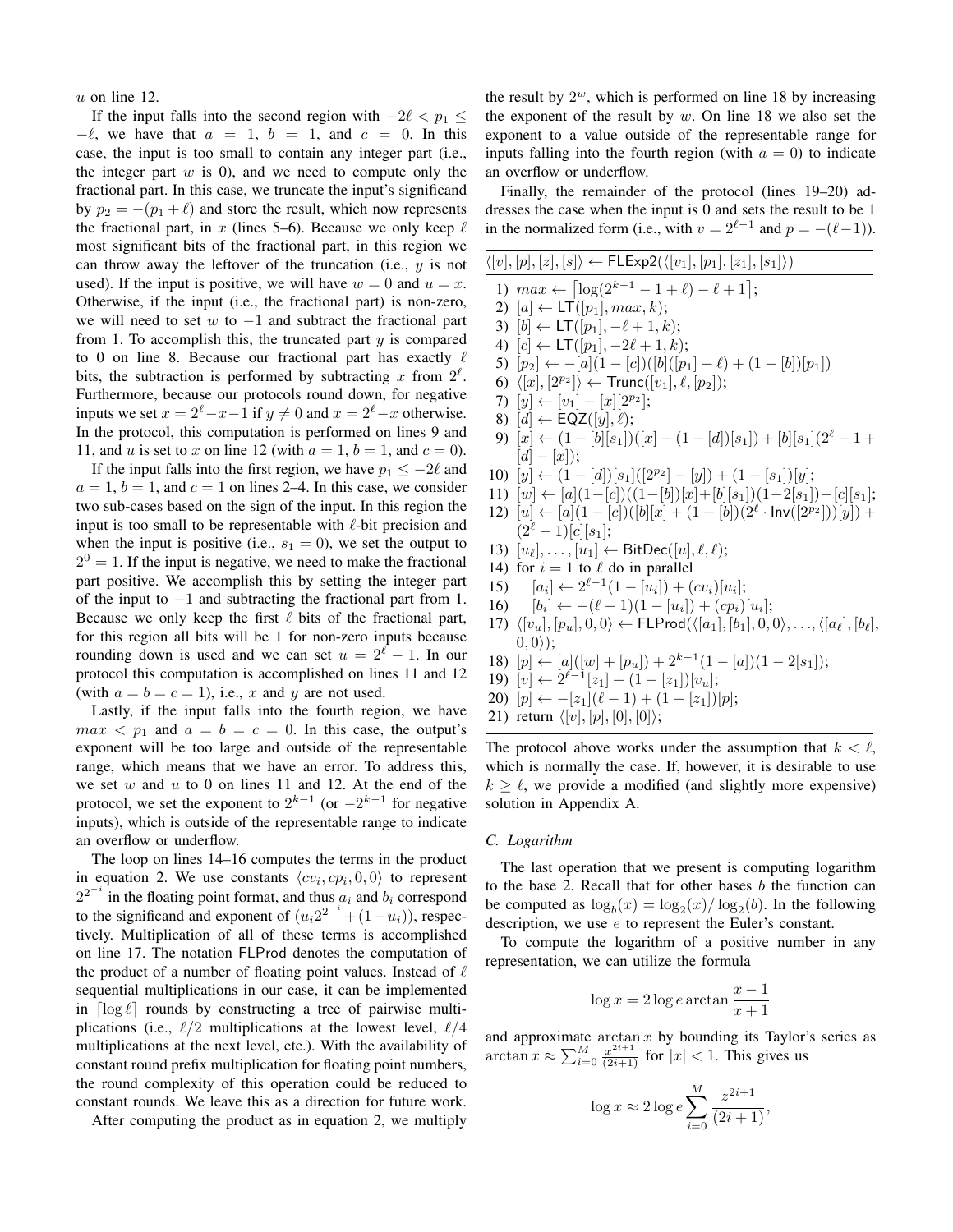$u$ on line 12.

If the input falls into the second region with $-2\ell < p_1 \leq -\ell$, we have that $a = 1$, $b = 1$, and $c = 0$. In this case, the input is too small to contain any integer part (i.e., the integer part $w$ is 0), and we need to compute only the fractional part. In this case, we truncate the input's significand by $p_2 = -(p_1 + \ell)$ and store the result, which now represents the fractional part, in $x$ (lines 5–6). Because we only keep $\ell$ most significant bits of the fractional part, in this region we can throw away the leftover of the truncation (i.e., $y$ is not used). If the input is positive, we will have $w = 0$ and $u = x$. Otherwise, if the input (i.e., the fractional part) is non-zero, we will need to set $w$ to $-1$ and subtract the fractional part from 1. To accomplish this, the truncated part $y$ is compared to 0 on line 8. Because our fractional part has exactly $\ell$ bits, the subtraction is performed by subtracting $x$ from $2^\ell$. Furthermore, because our protocols round down, for negative inputs we set $x = 2^\ell - x - 1$ if $y \neq 0$ and $x = 2^\ell - x$ otherwise. In the protocol, this computation is performed on lines 9 and 11, and $u$ is set to $x$ on line 12 (with $a = 1$, $b = 1$, and $c = 0$).

If the input falls into the first region, we have $p_1 \leq -2\ell$ and $a = 1$, $b = 1$, and $c = 1$ on lines 2–4. In this case, we consider two sub-cases based on the sign of the input. In this region the input is too small to be representable with $\ell$-bit precision and when the input is positive (i.e., $s_1 = 0$), we set the output to $2^0 = 1$. If the input is negative, we need to make the fractional part positive. We accomplish this by setting the integer part of the input to $-1$ and subtracting the fractional part from 1. Because we only keep the first $\ell$ bits of the fractional part, for this region all bits will be 1 for non-zero inputs because rounding down is used and we can set $u = 2^\ell - 1$. In our protocol this computation is accomplished on lines 11 and 12 (with $a = b = c = 1$), i.e., $x$ and $y$ are not used.

Lastly, if the input falls into the fourth region, we have $max < p_1$ and $a = b = c = 0$. In this case, the output's exponent will be too large and outside of the representable range, which means that we have an error. To address this, we set $w$ and $u$ to 0 on lines 11 and 12. At the end of the protocol, we set the exponent to $2^{k-1}$ (or $-2^{k-1}$ for negative inputs), which is outside of the representable range to indicate an overflow or underflow.

The loop on lines 14–16 computes the terms in the product in equation 2. We use constants $\langle cv_i, cp_i, 0, 0\rangle$ to represent $2^{2^{-i}}$ in the floating point format, and thus $a_i$ and $b_i$ correspond to the significand and exponent of $(u_i 2^{2^{-i}} + (1 - u_i))$, respectively. Multiplication of all of these terms is accomplished on line 17. The notation $\mathsf{FLProd}$ denotes the computation of the product of a number of floating point values. Instead of $\ell$ sequential multiplications in our case, it can be implemented in $\lceil \log \ell \rceil$ rounds by constructing a tree of pairwise multiplications (i.e., $\ell/2$ multiplications at the lowest level, $\ell/4$ multiplications at the next level, etc.). With the availability of constant round prefix multiplication for floating point numbers, the round complexity of this operation could be reduced to constant rounds. We leave this as a direction for future work.

After computing the product as in equation 2, we multiply the result by $2^w$, which is performed on line 18 by increasing the exponent of the result by $w$. On line 18 we also set the exponent to a value outside of the representable range for inputs falling into the fourth region (with $a = 0$) to indicate an overflow or underflow.

Finally, the remainder of the protocol (lines 19–20) addresses the case when the input is 0 and sets the result to be 1 in the normalized form (i.e., with $v = 2^{\ell-1}$ and $p = -(\ell-1)$).

---

$\langle [v], [p], [z], [s] \rangle \leftarrow \mathsf{FLExp2}(\langle [v_1], [p_1], [z_1], [s_1] \rangle)$

---

1) $max \leftarrow \lceil \log(2^{k-1} - 1 + \ell) - \ell + 1 \rceil$;
2) $[a] \leftarrow \mathsf{LT}([p_1], max, k)$;
3) $[b] \leftarrow \mathsf{LT}([p_1], -\ell + 1, k)$;
4) $[c] \leftarrow \mathsf{LT}([p_1], -2\ell + 1, k)$;
5) $[p_2] \leftarrow -[a](1 - [c])([b]([p_1] + \ell) + (1 - [b])[p_1])$
6) $\langle [x], [2^{p_2}] \rangle \leftarrow \mathsf{Trunc}([v_1], \ell, [p_2])$;
7) $[y] \leftarrow [v_1] - [x][2^{p_2}]$;
8) $[d] \leftarrow \mathsf{EQZ}([y], \ell)$;
9) $[x] \leftarrow (1 - [b][s_1])([x] - (1 - [d])[s_1]) + [b][s_1](2^\ell - 1 + [d] - [x])$;
10) $[y] \leftarrow (1 - [d])[s_1]([2^{p_2}] - [y]) + (1 - [s_1])[y]$;
11) $[w] \leftarrow [a](1 - [c])((1 - [b])[x] + [b][s_1])(1 - 2[s_1]) - [c][s_1]$;
12) $[u] \leftarrow [a](1 - [c])([b][x] + (1 - [b])(2^\ell \cdot \mathsf{Inv}([2^{p_2}]))[y]) + (2^\ell - 1)[c][s_1]$;
13) $[u_\ell], \ldots, [u_1] \leftarrow \mathsf{BitDec}([u], \ell, \ell)$;
14) for $i = 1$ to $\ell$ do in parallel
15) $\quad [a_i] \leftarrow 2^{\ell-1}(1 - [u_i]) + (cv_i)[u_i]$;
16) $\quad [b_i] \leftarrow -(\ell - 1)(1 - [u_i]) + (cp_i)[u_i]$;
17) $\langle [v_u], [p_u], 0, 0 \rangle \leftarrow \mathsf{FLProd}(\langle [a_1], [b_1], 0, 0\rangle, \ldots, \langle [a_\ell], [b_\ell], 0, 0\rangle)$;
18) $[p] \leftarrow [a]([w] + [p_u]) + 2^{k-1}(1 - [a])(1 - 2[s_1])$;
19) $[v] \leftarrow 2^{\ell-1}[z_1] + (1 - [z_1])[v_u]$;
20) $[p] \leftarrow -[z_1](\ell - 1) + (1 - [z_1])[p]$;
21) return $\langle [v], [p], [0], [0] \rangle$;

---

The protocol above works under the assumption that $k < \ell$, which is normally the case. If, however, it is desirable to use $k \geq \ell$, we provide a modified (and slightly more expensive) solution in Appendix A.

### C. Logarithm

The last operation that we present is computing logarithm to the base 2. Recall that for other bases $b$ the function can be computed as $\log_b(x) = \log_2(x)/\log_2(b)$. In the following description, we use $e$ to represent the Euler's constant.

To compute the logarithm of a positive number in any representation, we can utilize the formula

$$\log x = 2 \log e \arctan \frac{x - 1}{x + 1}$$

and approximate $\arctan x$ by bounding its Taylor's series as $\arctan x \approx \sum_{i=0}^{M} \frac{x^{2i+1}}{(2i+1)}$ for $|x| < 1$. This gives us

$$\log x \approx 2 \log e \sum_{i=0}^{M} \frac{z^{2i+1}}{(2i+1)},$$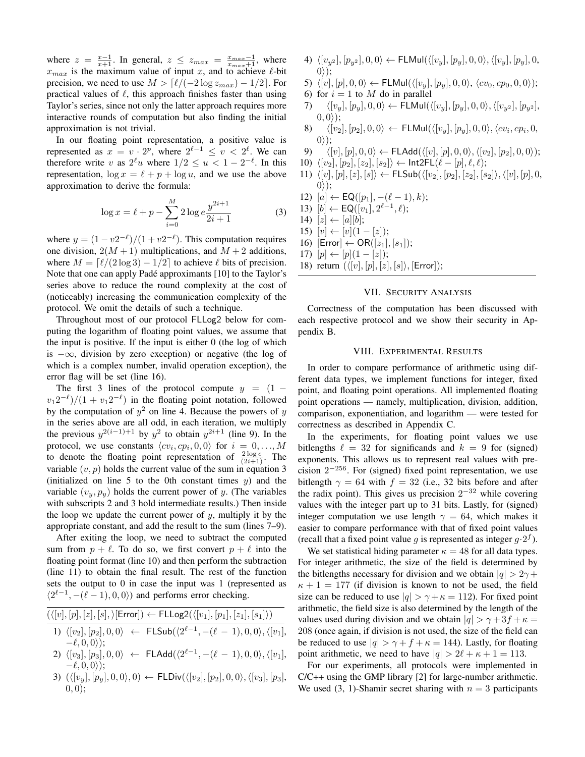where $z = \frac{x-1}{x+1}$. In general, $z \leq z_{max} = \frac{x_{max}-1}{x_{max}+1}$, where $x_{max}$ is the maximum value of input $x$, and to achieve $\ell$-bit precision, we need to use $M > \lceil \ell/(-2\log z_{max}) - 1/2 \rceil$. For practical values of $\ell$, this approach finishes faster than using Taylor's series, since not only the latter approach requires more interactive rounds of computation but also finding the initial approximation is not trivial.

In our floating point representation, a positive value is represented as $x = v \cdot 2^p$, where $2^{\ell-1} \leq v < 2^\ell$. We can therefore write $v$ as $2^\ell u$ where $1/2 \leq u < 1 - 2^{-\ell}$. In this representation, $\log x = \ell + p + \log u$, and we use the above approximation to derive the formula:

$$\log x = \ell + p - \sum_{i=0}^{M} 2 \log e \frac{y^{2i+1}}{2i+1} \tag{3}$$

where $y = (1 - v2^{-\ell})/(1 + v2^{-\ell})$. This computation requires one division, $2(M+1)$ multiplications, and $M+2$ additions, where $M = \lceil \ell/(2\log 3) - 1/2 \rceil$ to achieve $\ell$ bits of precision. Note that one can apply Padé approximants [10] to the Taylor's series above to reduce the round complexity at the cost of (noticeably) increasing the communication complexity of the protocol. We omit the details of such a technique.

Throughout most of our protocol FLLog2 below for computing the logarithm of floating point values, we assume that the input is positive. If the input is either 0 (the log of which is $-\infty$, division by zero exception) or negative (the log of which is a complex number, invalid operation exception), the error flag will be set (line 16).

The first 3 lines of the protocol compute $y = (1 - v_1 2^{-\ell})/(1 + v_1 2^{-\ell})$ in the floating point notation, followed by the computation of $y^2$ on line 4. Because the powers of $y$ in the series above are all odd, in each iteration, we multiply the previous $y^{2(i-1)+1}$ by $y^2$ to obtain $y^{2i+1}$ (line 9). In the protocol, we use constants $\langle cv_i, cp_i, 0, 0\rangle$ for $i = 0, \ldots, M$ to denote the floating point representation of $\frac{2\log e}{(2i+1)}$. The variable $(v, p)$ holds the current value of the sum in equation 3 (initialized on line 5 to the 0th constant times $y$) and the variable $(v_y, p_y)$ holds the current power of $y$. (The variables with subscripts 2 and 3 hold intermediate results.) Then inside the loop we update the current power of $y$, multiply it by the appropriate constant, and add the result to the sum (lines 7–9).

After exiting the loop, we need to subtract the computed sum from $p + \ell$. To do so, we first convert $p + \ell$ into the floating point format (line 10) and then perform the subtraction (line 11) to obtain the final result. The rest of the function sets the output to 0 in case the input was 1 (represented as $\langle 2^{\ell-1}, -(\ell-1), 0, 0\rangle$) and performs error checking.

$(\langle [v],[p],[z],[s],\rangle [\mathsf{Error}]) \leftarrow \mathsf{FLLog2}(\langle [v_1],[p_1],[z_1],[s_1]\rangle)$

1) $\langle [v_2],[p_2],0,0\rangle \leftarrow \mathsf{FLSub}(\langle 2^{\ell-1}, -(\ell-1), 0, 0\rangle, \langle [v_1], -\ell, 0, 0\rangle)$;
2) $\langle [v_3],[p_3],0,0\rangle \leftarrow \mathsf{FLAdd}(\langle 2^{\ell-1}, -(\ell-1), 0, 0\rangle, \langle [v_1], -\ell, 0, 0\rangle)$;
3) $(\langle [v_y],[p_y],0,0\rangle, 0) \leftarrow \mathsf{FLDiv}(\langle [v_2],[p_2],0,0\rangle, \langle [v_3],[p_3], 0, 0)$;
4) $\langle [v_{y^2}],[p_{y^2}],0,0\rangle \leftarrow \mathsf{FLMul}(\langle [v_y],[p_y],0,0\rangle, \langle [v_y],[p_y],0, 0\rangle)$;
5) $\langle [v],[p],0,0\rangle \leftarrow \mathsf{FLMul}(\langle [v_y],[p_y],0,0\rangle, \langle cv_0, cp_0, 0, 0\rangle)$;
6) for $i = 1$ to $M$ do in parallel
7) $\quad\langle [v_y],[p_y],0,0\rangle \leftarrow \mathsf{FLMul}(\langle [v_y],[p_y],0,0\rangle, \langle [v_{y^2}],[p_{y^2}], 0, 0\rangle)$;
8) $\quad\langle [v_2],[p_2],0,0\rangle \leftarrow \mathsf{FLMul}(\langle [v_y],[p_y],0,0\rangle, \langle cv_i, cp_i, 0, 0\rangle)$;
9) $\quad\langle [v],[p],0,0\rangle \leftarrow \mathsf{FLAdd}(\langle [v],[p],0,0\rangle, \langle [v_2],[p_2],0,0\rangle)$;
10) $\langle [v_2],[p_2],[z_2],[s_2]\rangle \leftarrow \mathsf{Int2FL}(\ell - [p], \ell, \ell)$;
11) $\langle [v],[p],[z],[s]\rangle \leftarrow \mathsf{FLSub}(\langle [v_2],[p_2],[z_2],[s_2]\rangle, \langle [v],[p],0, 0\rangle)$;
12) $[a] \leftarrow \mathsf{EQ}([p_1], -(\ell-1), k)$;
13) $[b] \leftarrow \mathsf{EQ}([v_1], 2^{\ell-1}, \ell)$;
14) $[z] \leftarrow [a][b]$;
15) $[v] \leftarrow [v](1 - [z])$;
16) $[\mathsf{Error}] \leftarrow \mathsf{OR}([z_1],[s_1])$;
17) $[p] \leftarrow [p](1 - [z])$;
18) return $(\langle [v],[p],[z],[s]\rangle, [\mathsf{Error}])$;

## VII. Security Analysis

Correctness of the computation has been discussed with each respective protocol and we show their security in Appendix B.

## VIII. Experimental Results

In order to compare performance of arithmetic using different data types, we implement functions for integer, fixed point, and floating point operations. All implemented floating point operations — namely, multiplication, division, addition, comparison, exponentiation, and logarithm — were tested for correctness as described in Appendix C.

In the experiments, for floating point values we use bitlengths $\ell = 32$ for significands and $k = 9$ for (signed) exponents. This allows us to represent real values with precision $2^{-256}$. For (signed) fixed point representation, we use bitlength $\gamma = 64$ with $f = 32$ (i.e., 32 bits before and after the radix point). This gives us precision $2^{-32}$ while covering values with the integer part up to 31 bits. Lastly, for (signed) integer computation we use length $\gamma = 64$, which makes it easier to compare performance with that of fixed point values (recall that a fixed point value $g$ is represented as integer $g \cdot 2^f$).

We set statistical hiding parameter $\kappa = 48$ for all data types. For integer arithmetic, the size of the field is determined by the bitlengths necessary for division and we obtain $|q| > 2\gamma + \kappa + 1 = 177$ (if division is known to not be used, the field size can be reduced to use $|q| > \gamma + \kappa = 112$). For fixed point arithmetic, the field size is also determined by the length of the values used during division and we obtain $|q| > \gamma + 3f + \kappa = 208$ (once again, if division is not used, the size of the field can be reduced to use $|q| > \gamma + f + \kappa = 144$). Lastly, for floating point arithmetic, we need to have $|q| > 2\ell + \kappa + 1 = 113$.

For our experiments, all protocols were implemented in C/C++ using the GMP library [2] for large-number arithmetic. We used (3, 1)-Shamir secret sharing with $n = 3$ participants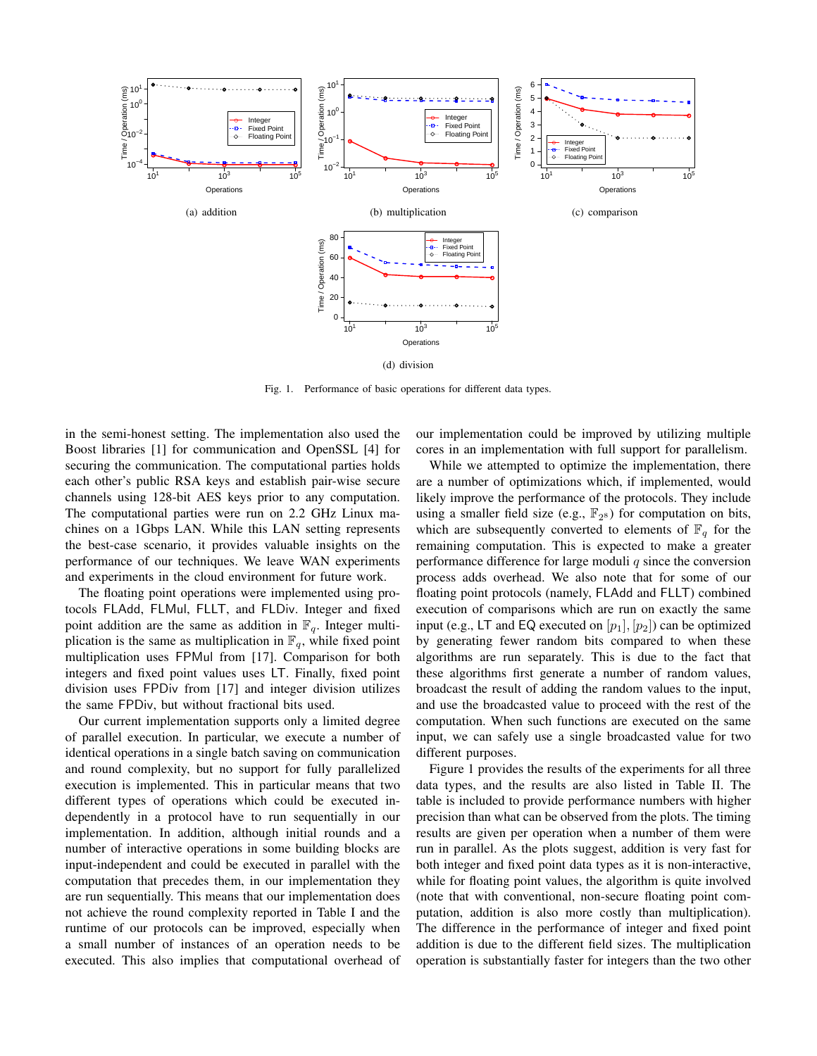(a) addition

(b) multiplication

(c) comparison

(d) division

Fig. 1. Performance of basic operations for different data types.

in the semi-honest setting. The implementation also used the Boost libraries [1] for communication and OpenSSL [4] for securing the communication. The computational parties holds each other's public RSA keys and establish pair-wise secure channels using 128-bit AES keys prior to any computation. The computational parties were run on 2.2 GHz Linux machines on a 1Gbps LAN. While this LAN setting represents the best-case scenario, it provides valuable insights on the performance of our techniques. We leave WAN experiments and experiments in the cloud environment for future work.

The floating point operations were implemented using protocols FLAdd, FLMul, FLLT, and FLDiv. Integer and fixed point addition are the same as addition in $\mathbb{F}_q$. Integer multiplication is the same as multiplication in $\mathbb{F}_q$, while fixed point multiplication uses FPMul from [17]. Comparison for both integers and fixed point values uses LT. Finally, fixed point division uses FPDiv from [17] and integer division utilizes the same FPDiv, but without fractional bits used.

Our current implementation supports only a limited degree of parallel execution. In particular, we execute a number of identical operations in a single batch saving on communication and round complexity, but no support for fully parallelized execution is implemented. This in particular means that two different types of operations which could be executed independently in a protocol have to run sequentially in our implementation. In addition, although initial rounds and a number of interactive operations in some building blocks are input-independent and could be executed in parallel with the computation that precedes them, in our implementation they are run sequentially. This means that our implementation does not achieve the round complexity reported in Table I and the runtime of our protocols can be improved, especially when a small number of instances of an operation needs to be executed. This also implies that computational overhead of our implementation could be improved by utilizing multiple cores in an implementation with full support for parallelism.

While we attempted to optimize the implementation, there are a number of optimizations which, if implemented, would likely improve the performance of the protocols. They include using a smaller field size (e.g., $\mathbb{F}_{2^8}$) for computation on bits, which are subsequently converted to elements of $\mathbb{F}_q$ for the remaining computation. This is expected to make a greater performance difference for large moduli $q$ since the conversion process adds overhead. We also note that for some of our floating point protocols (namely, FLAdd and FLLT) combined execution of comparisons which are run on exactly the same input (e.g., LT and EQ executed on $[p_1], [p_2]$) can be optimized by generating fewer random bits compared to when these algorithms are run separately. This is due to the fact that these algorithms first generate a number of random values, broadcast the result of adding the random values to the input, and use the broadcasted value to proceed with the rest of the computation. When such functions are executed on the same input, we can safely use a single broadcasted value for two different purposes.

Figure 1 provides the results of the experiments for all three data types, and the results are also listed in Table II. The table is included to provide performance numbers with higher precision than what can be observed from the plots. The timing results are given per operation when a number of them were run in parallel. As the plots suggest, addition is very fast for both integer and fixed point data types as it is non-interactive, while for floating point values, the algorithm is quite involved (note that with conventional, non-secure floating point computation, addition is also more costly than multiplication). The difference in the performance of integer and fixed point addition is due to the different field sizes. The multiplication operation is substantially faster for integers than the two other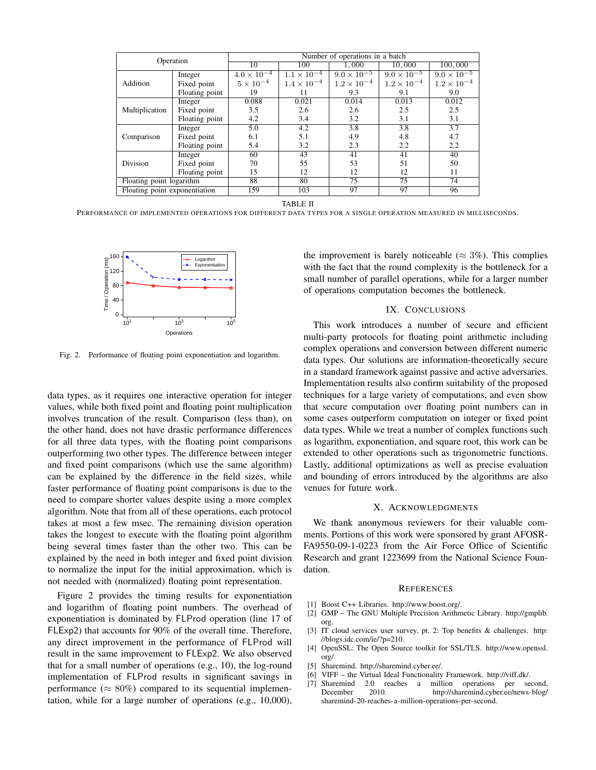| Operation | | Number of operations in a batch | | | | |
|---|---|---|---|---|---|---|
| | | 10 | 100 | 1,000 | 10,000 | 100,000 |
| Addition | Integer | $4.0 \times 10^{-4}$ | $1.1 \times 10^{-4}$ | $9.0 \times 10^{-5}$ | $9.0 \times 10^{-5}$ | $9.0 \times 10^{-5}$ |
| | Fixed point | $5 \times 10^{-4}$ | $1.4 \times 10^{-4}$ | $1.2 \times 10^{-4}$ | $1.2 \times 10^{-4}$ | $1.2 \times 10^{-4}$ |
| | Floating point | 19 | 11 | 9.3 | 9.1 | 9.0 |
| Multiplication | Integer | 0.088 | 0.021 | 0.014 | 0.013 | 0.012 |
| | Fixed point | 3.5 | 2.6 | 2.6 | 2.5 | 2.5 |
| | Floating point | 4.2 | 3.4 | 3.2 | 3.1 | 3.1 |
| Comparison | Integer | 5.0 | 4.2 | 3.8 | 3.8 | 3.7 |
| | Fixed point | 6.1 | 5.1 | 4.9 | 4.8 | 4.7 |
| | Floating point | 5.4 | 3.2 | 2.3 | 2.2 | 2.2 |
| Division | Integer | 60 | 43 | 41 | 41 | 40 |
| | Fixed point | 70 | 55 | 53 | 51 | 50 |
| | Floating point | 15 | 12 | 12 | 12 | 11 |
| Floating point logarithm | | 88 | 80 | 75 | 75 | 74 |
| Floating point exponentiation | | 159 | 103 | 97 | 97 | 96 |

TABLE II

PERFORMANCE OF IMPLEMENTED OPERATIONS FOR DIFFERENT DATA TYPES FOR A SINGLE OPERATION MEASURED IN MILLISECONDS.

Fig. 2. Performance of floating point exponentiation and logarithm.

data types, as it requires one interactive operation for integer values, while both fixed point and floating point multiplication involves truncation of the result. Comparison (less than), on the other hand, does not have drastic performance differences for all three data types, with the floating point comparisons outperforming two other types. The difference between integer and fixed point comparisons (which use the same algorithm) can be explained by the difference in the field sizes, while faster performance of floating point comparisons is due to the need to compare shorter values despite using a more complex algorithm. Note that from all of these operations, each protocol takes at most a few msec. The remaining division operation takes the longest to execute with the floating point algorithm being several times faster than the other two. This can be explained by the need in both integer and fixed point division to normalize the input for the initial approximation, which is not needed with (normalized) floating point representation.

Figure 2 provides the timing results for exponentiation and logarithm of floating point numbers. The overhead of exponentiation is dominated by FLProd operation (line 17 of FLExp2) that accounts for 90% of the overall time. Therefore, any direct improvement in the performance of FLProd will result in the same improvement to FLExp2. We also observed that for a small number of operations (e.g., 10), the log-round implementation of FLProd results in significant savings in performance ($\approx 80\%$) compared to its sequential implementation, while for a large number of operations (e.g., 10,000), the improvement is barely noticeable ($\approx 3\%$). This complies with the fact that the round complexity is the bottleneck for a small number of parallel operations, while for a larger number of operations computation becomes the bottleneck.

## IX. CONCLUSIONS

This work introduces a number of secure and efficient multi-party protocols for floating point arithmetic including complex operations and conversion between different numeric data types. Our solutions are information-theoretically secure in a standard framework against passive and active adversaries. Implementation results also confirm suitability of the proposed techniques for a large variety of computations, and even show that secure computation over floating point numbers can in some cases outperform computation on integer or fixed point data types. While we treat a number of complex functions such as logarithm, exponentiation, and square root, this work can be extended to other operations such as trigonometric functions. Lastly, additional optimizations as well as precise evaluation and bounding of errors introduced by the algorithms are also venues for future work.

## X. ACKNOWLEDGMENTS

We thank anonymous reviewers for their valuable comments. Portions of this work were sponsored by grant AFOSR-FA9550-09-1-0223 from the Air Force Office of Scientific Research and grant 1223699 from the National Science Foundation.

## REFERENCES

[1] Boost C++ Libraries. http://www.boost.org/.
[2] GMP – The GNU Multiple Precision Arithmetic Library. http://gmplib.org.
[3] IT cloud services user survey, pt. 2: Top benefits & challenges. http://blogs.idc.com/ie/?p=210.
[4] OpenSSL: The Open Source toolkit for SSL/TLS. http://www.openssl.org/.
[5] Sharemind. http://sharemind.cyber.ee/.
[6] VIFF – the Virtual Ideal Functionality Framework. http://viff.dk/.
[7] Sharemind 2.0 reaches a million operations per second, December 2010. http://sharemind.cyber.ee/news-blog/sharemind-20-reaches-a-million-operations-per-second.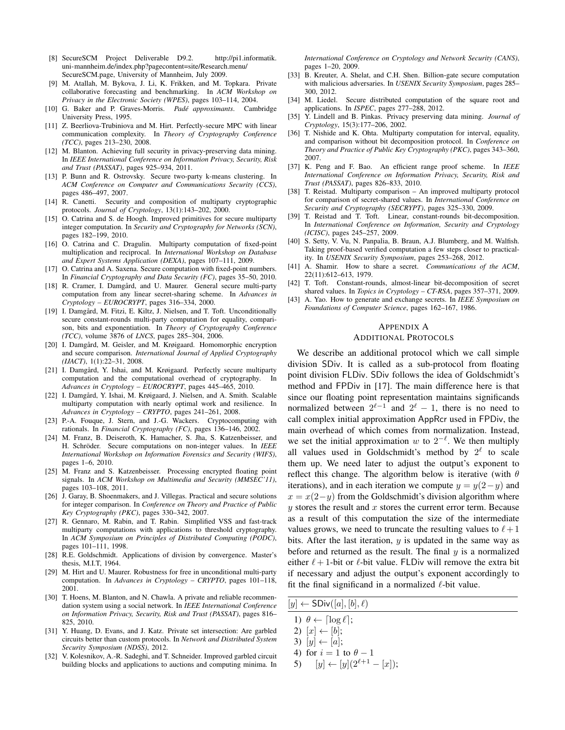[8] SecureSCM Project Deliverable D9.2. http://pi1.informatik.uni-mannheim.de/index.php?pagecontent=site/Research.menu/SecureSCM.page, University of Mannheim, July 2009.

[9] M. Atallah, M. Bykova, J. Li, K. Frikken, and M. Topkara. Private collaborative forecasting and benchmarking. In *ACM Workshop on Privacy in the Electronic Society (WPES)*, pages 103–114, 2004.

[10] G. Baker and P. Graves-Morris. *Padé approximants*. Cambridge University Press, 1995.

[11] Z. Beerliova-Trubiniova and M. Hirt. Perfectly-secure MPC with linear communication complexity. In *Theory of Cryptography Conference (TCC)*, pages 213–230, 2008.

[12] M. Blanton. Achieving full security in privacy-preserving data mining. In *IEEE International Conference on Information Privacy, Security, Risk and Trust (PASSAT)*, pages 925–934, 2011.

[13] P. Bunn and R. Ostrovsky. Secure two-party k-means clustering. In *ACM Conference on Computer and Communications Security (CCS)*, pages 486–497, 2007.

[14] R. Canetti. Security and composition of multiparty cryptographic protocols. *Journal of Cryptology*, 13(1):143–202, 2000.

[15] O. Catrina and S. de Hoogh. Improved primitives for secure multiparty integer computation. In *Security and Cryptography for Networks (SCN)*, pages 182–199, 2010.

[16] O. Catrina and C. Dragulin. Multiparty computation of fixed-point multiplication and reciprocal. In *International Workshop on Database and Expert Systems Application (DEXA)*, pages 107–111, 2009.

[17] O. Catrina and A. Saxena. Secure computation with fixed-point numbers. In *Financial Cryptography and Data Security (FC)*, pages 35–50, 2010.

[18] R. Cramer, I. Damgård, and U. Maurer. General secure multi-party computation from any linear secret-sharing scheme. In *Advances in Cryptology – EUROCRYPT*, pages 316–334, 2000.

[19] I. Damgård, M. Fitzi, E. Kiltz, J. Nielsen, and T. Toft. Unconditionally secure constant-rounds multi-party computation for equality, comparison, bits and exponentiation. In *Theory of Cryptography Conference (TCC)*, volume 3876 of *LNCS*, pages 285–304, 2006.

[20] I. Damgård, M. Geisler, and M. Krøigaard. Homomorphic encryption and secure comparison. *International Journal of Applied Cryptography (IJACT)*, 1(1):22–31, 2008.

[21] I. Damgård, Y. Ishai, and M. Krøigaard. Perfectly secure multiparty computation and the computational overhead of cryptography. In *Advances in Cryptology – EUROCRYPT*, pages 445–465, 2010.

[22] I. Damgård, Y. Ishai, M. Krøigaard, J. Nielsen, and A. Smith. Scalable multiparty computation with nearly optimal work and resilience. In *Advances in Cryptology – CRYPTO*, pages 241–261, 2008.

[23] P.-A. Fouque, J. Stern, and J.-G. Wackers. Cryptocomputing with rationals. In *Financial Cryptography (FC)*, pages 136–146, 2002.

[24] M. Franz, B. Deiseroth, K. Hamacher, S. Jha, S. Katzenbeisser, and H. Schröder. Secure computations on non-integer values. In *IEEE International Workshop on Information Forensics and Security (WIFS)*, pages 1–6, 2010.

[25] M. Franz and S. Katzenbeisser. Processing encrypted floating point signals. In *ACM Workshop on Multimedia and Security (MMSEC'11)*, pages 103–108, 2011.

[26] J. Garay, B. Shoenmakers, and J. Villegas. Practical and secure solutions for integer comparison. In *Conference on Theory and Practice of Public Key Cryptography (PKC)*, pages 330–342, 2007.

[27] R. Gennaro, M. Rabin, and T. Rabin. Simplified VSS and fast-track multiparty computations with applications to threshold cryptography. In *ACM Symposium on Principles of Distributed Computing (PODC)*, pages 101–111, 1998.

[28] R.E. Goldschmidt. Applications of division by convergence. Master's thesis, M.I.T, 1964.

[29] M. Hirt and U. Maurer. Robustness for free in unconditional multi-party computation. In *Advances in Cryptology – CRYPTO*, pages 101–118, 2001.

[30] T. Hoens, M. Blanton, and N. Chawla. A private and reliable recommendation system using a social network. In *IEEE International Conference on Information Privacy, Security, Risk and Trust (PASSAT)*, pages 816–825, 2010.

[31] Y. Huang, D. Evans, and J. Katz. Private set intersection: Are garbled circuits better than custom protocols. In *Network and Distributed System Security Symposium (NDSS)*, 2012.

[32] V. Kolesnikov, A.-R. Sadeghi, and T. Schneider. Improved garbled circuit building blocks and applications to auctions and computing minima. In *International Conference on Cryptology and Network Security (CANS)*, pages 1–20, 2009.

[33] B. Kreuter, A. Shelat, and C.H. Shen. Billion-gate secure computation with malicious adversaries. In *USENIX Security Symposium*, pages 285–300, 2012.

[34] M. Liedel. Secure distributed computation of the square root and applications. In *ISPEC*, pages 277–288, 2012.

[35] Y. Lindell and B. Pinkas. Privacy preserving data mining. *Journal of Cryptology*, 15(3):177–206, 2002.

[36] T. Nishide and K. Ohta. Multiparty computation for interval, equality, and comparison without bit decomposition protocol. In *Conference on Theory and Practice of Public Key Cryptography (PKC)*, pages 343–360, 2007.

[37] K. Peng and F. Bao. An efficient range proof scheme. In *IEEE International Conference on Information Privacy, Security, Risk and Trust (PASSAT)*, pages 826–833, 2010.

[38] T. Reistad. Multiparty comparison – An improved multiparty protocol for comparison of secret-shared values. In *International Conference on Security and Cryptography (SECRYPT)*, pages 325–330, 2009.

[39] T. Reistad and T. Toft. Linear, constant-rounds bit-decomposition. In *International Conference on Information, Security and Cryptology (ICISC)*, pages 245–257, 2009.

[40] S. Setty, V. Vu, N. Panpalia, B. Braun, A.J. Blumberg, and M. Walfish. Taking proof-based verified computation a few steps closer to practicality. In *USENIX Security Symposium*, pages 253–268, 2012.

[41] A. Shamir. How to share a secret. *Communications of the ACM*, 22(11):612–613, 1979.

[42] T. Toft. Constant-rounds, almost-linear bit-decomposition of secret shared values. In *Topics in Cryptology – CT-RSA*, pages 357–371, 2009.

[43] A. Yao. How to generate and exchange secrets. In *IEEE Symposium on Foundations of Computer Science*, pages 162–167, 1986.

## Appendix A
## Additional Protocols

We describe an additional protocol which we call simple division SDiv. It is called as a sub-protocol from floating point division FLDiv. SDiv follows the idea of Goldschmidt's method and FPDiv in [17]. The main difference here is that since our floating point representation maintains significands normalized between $2^{\ell-1}$ and $2^{\ell}-1$, there is no need to call complex initial approximation AppRcr used in FPDiv, the main overhead of which comes from normalization. Instead, we set the initial approximation $w$ to $2^{-\ell}$. We then multiply all values used in Goldschmidt's method by $2^{\ell}$ to scale them up. We need later to adjust the output's exponent to reflect this change. The algorithm below is iterative (with $\theta$ iterations), and in each iteration we compute $y = y(2-y)$ and $x = x(2-y)$ from the Goldschmidt's division algorithm where $y$ stores the result and $x$ stores the current error term. Because as a result of this computation the size of the intermediate values grows, we need to truncate the resulting values to $\ell+1$ bits. After the last iteration, $y$ is updated in the same way as before and returned as the result. The final $y$ is a normalized either $\ell+1$-bit or $\ell$-bit value. FLDiv will remove the extra bit if necessary and adjust the output's exponent accordingly to fit the final significand in a normalized $\ell$-bit value.

$[y] \leftarrow \mathsf{SDiv}([a],[b],\ell)$

1) $\theta \leftarrow \lceil \log \ell \rceil$;
2) $[x] \leftarrow [b]$;
3) $[y] \leftarrow [a]$;
4) for $i = 1$ to $\theta - 1$
5) $\quad [y] \leftarrow [y](2^{\ell+1} - [x])$;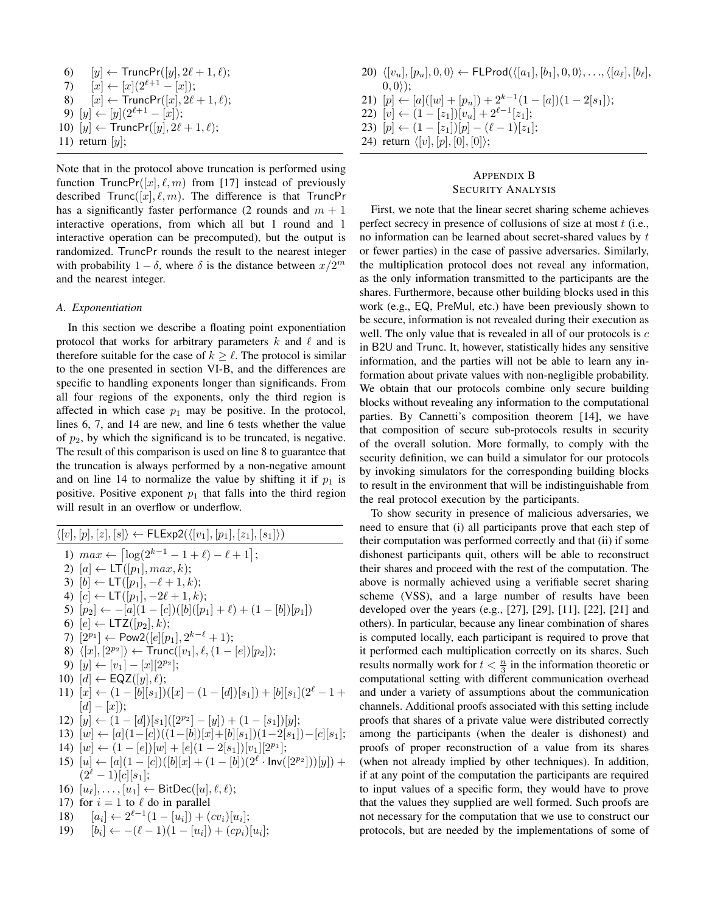6) $[y] \leftarrow \mathsf{TruncPr}([y], 2\ell+1, \ell)$;
7) $[x] \leftarrow [x](2^{\ell+1} - [x])$;
8) $[x] \leftarrow \mathsf{TruncPr}([x], 2\ell+1, \ell)$;
9) $[y] \leftarrow [y](2^{\ell+1} - [x])$;
10) $[y] \leftarrow \mathsf{TruncPr}([y], 2\ell+1, \ell)$;
11) return $[y]$;

Note that in the protocol above truncation is performed using function $\mathsf{TruncPr}([x], \ell, m)$ from [17] instead of previously described $\mathsf{Trunc}([x], \ell, m)$. The difference is that TruncPr has a significantly faster performance (2 rounds and $m+1$ interactive operations, from which all but 1 round and 1 interactive operation can be precomputed), but the output is randomized. TruncPr rounds the result to the nearest integer with probability $1-\delta$, where $\delta$ is the distance between $x/2^m$ and the nearest integer.

### A. Exponentiation

In this section we describe a floating point exponentiation protocol that works for arbitrary parameters $k$ and $\ell$ and is therefore suitable for the case of $k \geq \ell$. The protocol is similar to the one presented in section VI-B, and the differences are specific to handling exponents longer than significands. From all four regions of the exponents, only the third region is affected in which case $p_1$ may be positive. In the protocol, lines 6, 7, and 14 are new, and line 6 tests whether the value of $p_2$, by which the significand is to be truncated, is negative. The result of this comparison is used on line 8 to guarantee that the truncation is always performed by a non-negative amount and on line 14 to normalize the value by shifting it if $p_1$ is positive. Positive exponent $p_1$ that falls into the third region will result in an overflow or underflow.

$\langle [v], [p], [z], [s] \rangle \leftarrow \mathsf{FLExp2}(\langle [v_1], [p_1], [z_1], [s_1] \rangle)$

1) $max \leftarrow \lceil \log(2^{k-1} - 1 + \ell) - \ell + 1 \rceil$;
2) $[a] \leftarrow \mathsf{LT}([p_1], max, k)$;
3) $[b] \leftarrow \mathsf{LT}([p_1], -\ell+1, k)$;
4) $[c] \leftarrow \mathsf{LT}([p_1], -2\ell+1, k)$;
5) $[p_2] \leftarrow -[a](1-[c])([b]([p_1]+\ell) + (1-[b])[p_1])$
6) $[e] \leftarrow \mathsf{LTZ}([p_2], k)$;
7) $[2^{p_1}] \leftarrow \mathsf{Pow2}([e][p_1], 2^{k-\ell}+1)$;
8) $\langle [x], [2^{p_2}] \rangle \leftarrow \mathsf{Trunc}([v_1], \ell, (1-[e])[p_2])$;
9) $[y] \leftarrow [v_1] - [x][2^{p_2}]$;
10) $[d] \leftarrow \mathsf{EQZ}([y], \ell)$;
11) $[x] \leftarrow (1-[b][s_1])([x] - (1-[d])[s_1]) + [b][s_1](2^\ell - 1 + [d] - [x])$;
12) $[y] \leftarrow (1-[d])[s_1]([2^{p_2}] - [y]) + (1-[s_1])[y]$;
13) $[w] \leftarrow [a](1-[c])((1-[b])[x] + [b][s_1])(1-2[s_1]) - [c][s_1]$;
14) $[w] \leftarrow (1-[e])[w] + [e](1-2[s_1])[v_1][2^{p_1}]$;
15) $[u] \leftarrow [a](1-[c])([b][x] + (1-[b])(2^\ell \cdot \mathsf{Inv}([2^{p_2}]))[y]) + (2^\ell - 1)[c][s_1]$;
16) $[u_\ell], \ldots, [u_1] \leftarrow \mathsf{BitDec}([u], \ell, \ell)$;
17) for $i = 1$ to $\ell$ do in parallel
18) $\quad [a_i] \leftarrow 2^{\ell-1}(1-[u_i]) + (cv_i)[u_i]$;
19) $\quad [b_i] \leftarrow -(\ell-1)(1-[u_i]) + (cp_i)[u_i]$;
20) $\langle [v_u], [p_u], 0, 0 \rangle \leftarrow \mathsf{FLProd}(\langle [a_1], [b_1], 0, 0 \rangle, \ldots, \langle [a_\ell], [b_\ell], 0, 0 \rangle)$;
21) $[p] \leftarrow [a]([w] + [p_u]) + 2^{k-1}(1-[a])(1-2[s_1])$;
22) $[v] \leftarrow (1-[z_1])[v_u] + 2^{\ell-1}[z_1]$;
23) $[p] \leftarrow (1-[z_1])[p] - (\ell-1)[z_1]$;
24) return $\langle [v], [p], [0], [0] \rangle$;

## Appendix B
## Security Analysis

First, we note that the linear secret sharing scheme achieves perfect secrecy in presence of collusions of size at most $t$ (i.e., no information can be learned about secret-shared values by $t$ or fewer parties) in the case of passive adversaries. Similarly, the multiplication protocol does not reveal any information, as the only information transmitted to the participants are the shares. Furthermore, because other building blocks used in this work (e.g., EQ, PreMul, etc.) have been previously shown to be secure, information is not revealed during their execution as well. The only value that is revealed in all of our protocols is $c$ in B2U and Trunc. It, however, statistically hides any sensitive information, and the parties will not be able to learn any information about private values with non-negligible probability. We obtain that our protocols combine only secure building blocks without revealing any information to the computational parties. By Cannetti's composition theorem [14], we have that composition of secure sub-protocols results in security of the overall solution. More formally, to comply with the security definition, we can build a simulator for our protocols by invoking simulators for the corresponding building blocks to result in the environment that will be indistinguishable from the real protocol execution by the participants.

To show security in presence of malicious adversaries, we need to ensure that (i) all participants prove that each step of their computation was performed correctly and that (ii) if some dishonest participants quit, others will be able to reconstruct their shares and proceed with the rest of the computation. The above is normally achieved using a verifiable secret sharing scheme (VSS), and a large number of results have been developed over the years (e.g., [27], [29], [11], [22], [21] and others). In particular, because any linear combination of shares is computed locally, each participant is required to prove that it performed each multiplication correctly on its shares. Such results normally work for $t < \frac{n}{3}$ in the information theoretic or computational setting with different communication overhead and under a variety of assumptions about the communication channels. Additional proofs associated with this setting include proofs that shares of a private value were distributed correctly among the participants (when the dealer is dishonest) and proofs of proper reconstruction of a value from its shares (when not already implied by other techniques). In addition, if at any point of the computation the participants are required to input values of a specific form, they would have to prove that the values they supplied are well formed. Such proofs are not necessary for the computation that we use to construct our protocols, but are needed by the implementations of some of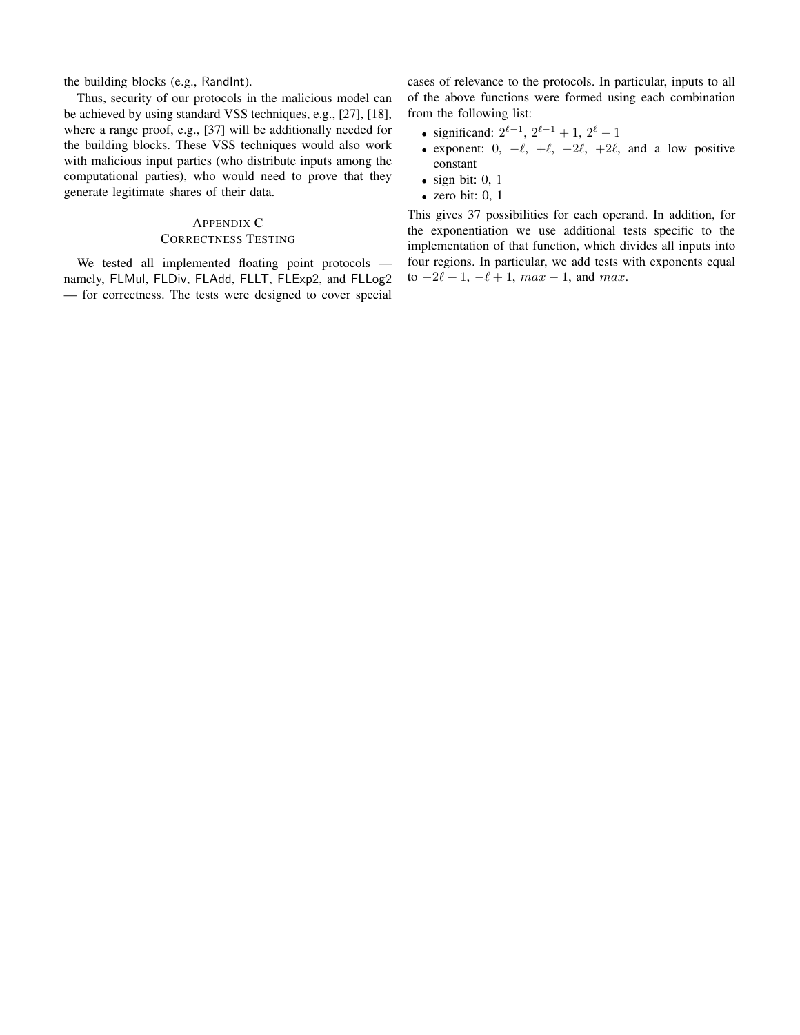the building blocks (e.g., RandInt).

Thus, security of our protocols in the malicious model can be achieved by using standard VSS techniques, e.g., [27], [18], where a range proof, e.g., [37] will be additionally needed for the building blocks. These VSS techniques would also work with malicious input parties (who distribute inputs among the computational parties), who would need to prove that they generate legitimate shares of their data.

## Appendix C
## Correctness Testing

We tested all implemented floating point protocols — namely, FLMul, FLDiv, FLAdd, FLLT, FLExp2, and FLLog2 — for correctness. The tests were designed to cover special cases of relevance to the protocols. In particular, inputs to all of the above functions were formed using each combination from the following list:

- significand: $2^{\ell-1}$, $2^{\ell-1}+1$, $2^{\ell}-1$
- exponent: 0, $-\ell$, $+\ell$, $-2\ell$, $+2\ell$, and a low positive constant
- sign bit: 0, 1
- zero bit: 0, 1

This gives 37 possibilities for each operand. In addition, for the exponentiation we use additional tests specific to the implementation of that function, which divides all inputs into four regions. In particular, we add tests with exponents equal to $-2\ell+1$, $-\ell+1$, $max-1$, and $max$.